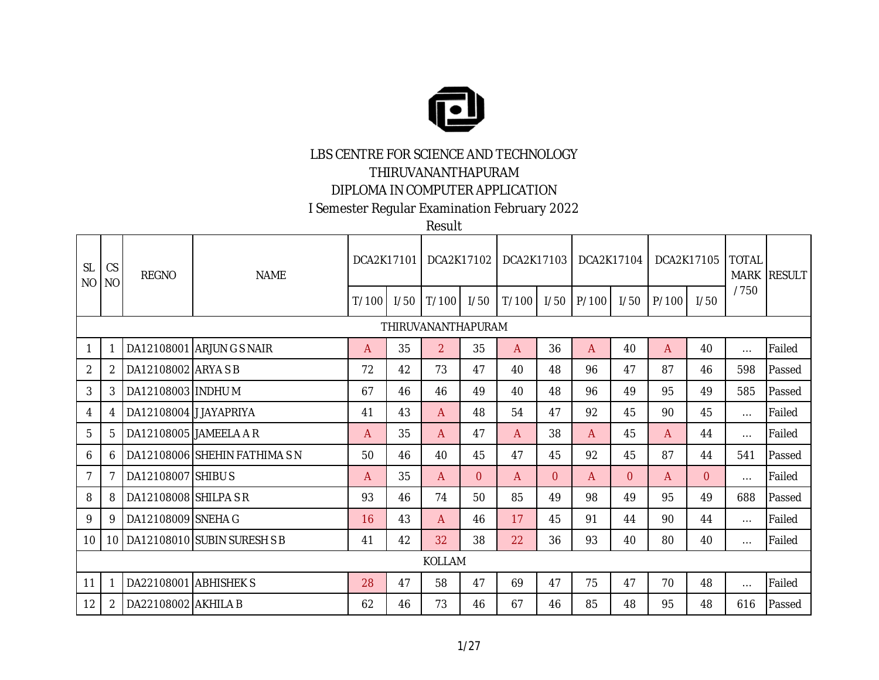LBS CENTRE FOR SCIENCE AND TECHNOLOGY

THIRUVANANTHAPURAM

DIPLOMA IN COMPUTER APPLICATION

I Semester Regular Examination February 2022

Result

| SL NO | CS NO | REGNO | NAME | DCA2K17101 | | DCA2K17102 | | DCA2K17103 | | DCA2K17104 | | DCA2K17105 | | TOTAL MARK / 750 | RESULT |
|---|---|---|---|---|---|---|---|---|---|---|---|---|---|---|---|
| | | | | T/ 100 | I/ 50 | T/ 100 | I/ 50 | T/ 100 | I/ 50 | P/ 100 | I/ 50 | P/ 100 | I/ 50 | | |
| THIRUVANANTHAPURAM | | | | | | | | | | | | | | | |
| 1 | 1 | DA12108001 | ARJUN G S NAIR | A | 35 | 2 | 35 | A | 36 | A | 40 | A | 40 | ... | Failed |
| 2 | 2 | DA12108002 | ARYA S B | 72 | 42 | 73 | 47 | 40 | 48 | 96 | 47 | 87 | 46 | 598 | Passed |
| 3 | 3 | DA12108003 | INDHU M | 67 | 46 | 46 | 49 | 40 | 48 | 96 | 49 | 95 | 49 | 585 | Passed |
| 4 | 4 | DA12108004 | J JAYAPRIYA | 41 | 43 | A | 48 | 54 | 47 | 92 | 45 | 90 | 45 | ... | Failed |
| 5 | 5 | DA12108005 | JAMEELA A R | A | 35 | A | 47 | A | 38 | A | 45 | A | 44 | ... | Failed |
| 6 | 6 | DA12108006 | SHEHIN FATHIMA S N | 50 | 46 | 40 | 45 | 47 | 45 | 92 | 45 | 87 | 44 | 541 | Passed |
| 7 | 7 | DA12108007 | SHIBU S | A | 35 | A | 0 | A | 0 | A | 0 | A | 0 | ... | Failed |
| 8 | 8 | DA12108008 | SHILPA S R | 93 | 46 | 74 | 50 | 85 | 49 | 98 | 49 | 95 | 49 | 688 | Passed |
| 9 | 9 | DA12108009 | SNEHA G | 16 | 43 | A | 46 | 17 | 45 | 91 | 44 | 90 | 44 | ... | Failed |
| 10 | 10 | DA12108010 | SUBIN SURESH S B | 41 | 42 | 32 | 38 | 22 | 36 | 93 | 40 | 80 | 40 | ... | Failed |
| KOLLAM | | | | | | | | | | | | | | | |
| 11 | 1 | DA22108001 | ABHISHEK S | 28 | 47 | 58 | 47 | 69 | 47 | 75 | 47 | 70 | 48 | ... | Failed |
| 12 | 2 | DA22108002 | AKHILA B | 62 | 46 | 73 | 46 | 67 | 46 | 85 | 48 | 95 | 48 | 616 | Passed |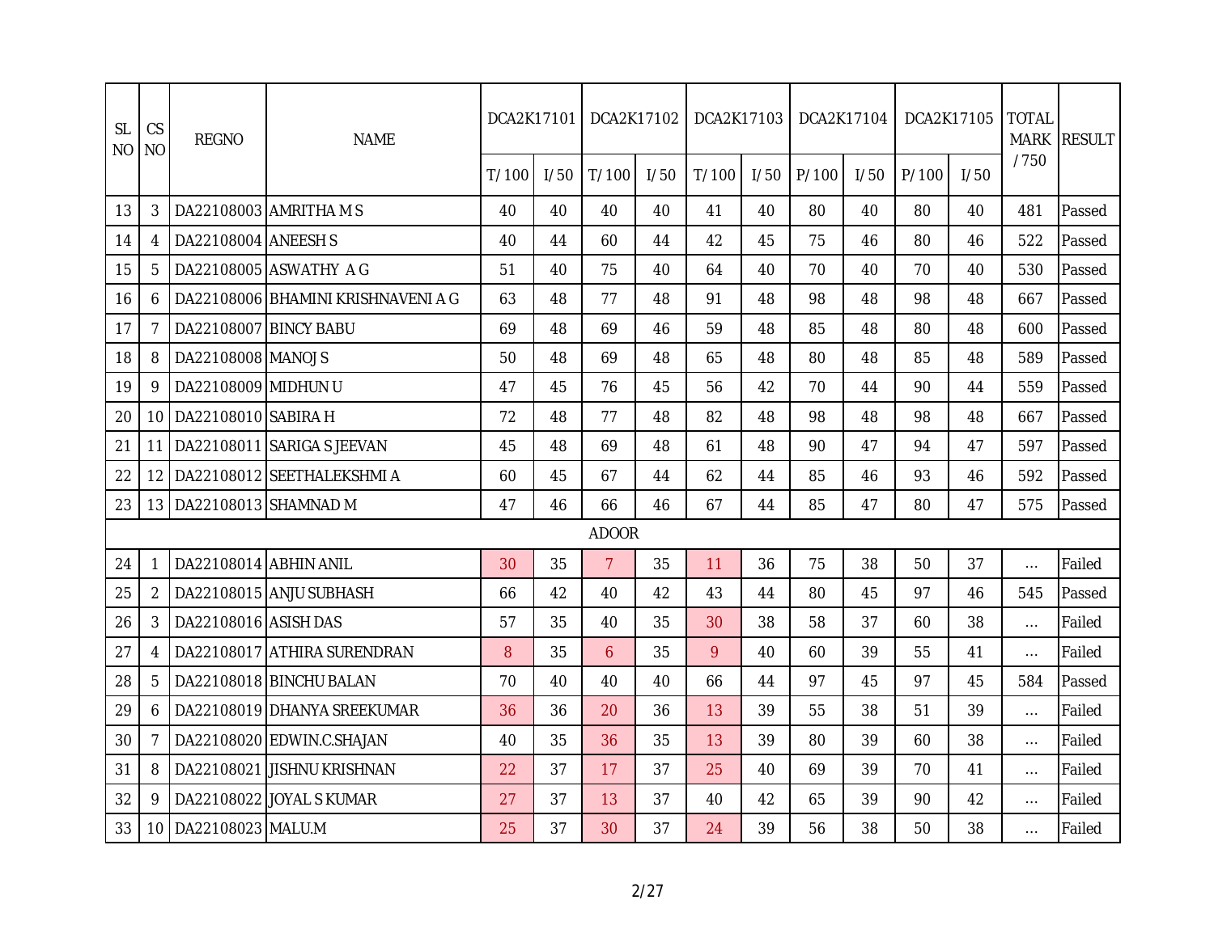| SL NO | CS NO | REGNO | NAME | DCA2K17101 | | DCA2K17102 | | DCA2K17103 | | DCA2K17104 | | DCA2K17105 | | TOTAL MARK / 750 | RESULT |
|---|---|---|---|---|---|---|---|---|---|---|---|---|---|---|---|
| | | | | T/ 100 | I/ 50 | T/ 100 | I/ 50 | T/ 100 | I/ 50 | P/ 100 | I/ 50 | P/ 100 | I/ 50 | | |
| 13 | 3 | DA22108003 | AMRITHA M S | 40 | 40 | 40 | 40 | 41 | 40 | 80 | 40 | 80 | 40 | 481 | Passed |
| 14 | 4 | DA22108004 | ANEESH S | 40 | 44 | 60 | 44 | 42 | 45 | 75 | 46 | 80 | 46 | 522 | Passed |
| 15 | 5 | DA22108005 | ASWATHY A G | 51 | 40 | 75 | 40 | 64 | 40 | 70 | 40 | 70 | 40 | 530 | Passed |
| 16 | 6 | DA22108006 | BHAMINI KRISHNAVENI A G | 63 | 48 | 77 | 48 | 91 | 48 | 98 | 48 | 98 | 48 | 667 | Passed |
| 17 | 7 | DA22108007 | BINCY BABU | 69 | 48 | 69 | 46 | 59 | 48 | 85 | 48 | 80 | 48 | 600 | Passed |
| 18 | 8 | DA22108008 | MANOJ S | 50 | 48 | 69 | 48 | 65 | 48 | 80 | 48 | 85 | 48 | 589 | Passed |
| 19 | 9 | DA22108009 | MIDHUN U | 47 | 45 | 76 | 45 | 56 | 42 | 70 | 44 | 90 | 44 | 559 | Passed |
| 20 | 10 | DA22108010 | SABIRA H | 72 | 48 | 77 | 48 | 82 | 48 | 98 | 48 | 98 | 48 | 667 | Passed |
| 21 | 11 | DA22108011 | SARIGA S JEEVAN | 45 | 48 | 69 | 48 | 61 | 48 | 90 | 47 | 94 | 47 | 597 | Passed |
| 22 | 12 | DA22108012 | SEETHALEKSHMI A | 60 | 45 | 67 | 44 | 62 | 44 | 85 | 46 | 93 | 46 | 592 | Passed |
| 23 | 13 | DA22108013 | SHAMNAD M | 47 | 46 | 66 | 46 | 67 | 44 | 85 | 47 | 80 | 47 | 575 | Passed |
| ADOOR | | | | | | | | | | | | | | | |
| 24 | 1 | DA22108014 | ABHIN ANIL | 30 | 35 | 7 | 35 | 11 | 36 | 75 | 38 | 50 | 37 | ... | Failed |
| 25 | 2 | DA22108015 | ANJU SUBHASH | 66 | 42 | 40 | 42 | 43 | 44 | 80 | 45 | 97 | 46 | 545 | Passed |
| 26 | 3 | DA22108016 | ASISH DAS | 57 | 35 | 40 | 35 | 30 | 38 | 58 | 37 | 60 | 38 | ... | Failed |
| 27 | 4 | DA22108017 | ATHIRA SURENDRAN | 8 | 35 | 6 | 35 | 9 | 40 | 60 | 39 | 55 | 41 | ... | Failed |
| 28 | 5 | DA22108018 | BINCHU BALAN | 70 | 40 | 40 | 40 | 66 | 44 | 97 | 45 | 97 | 45 | 584 | Passed |
| 29 | 6 | DA22108019 | DHANYA SREEKUMAR | 36 | 36 | 20 | 36 | 13 | 39 | 55 | 38 | 51 | 39 | ... | Failed |
| 30 | 7 | DA22108020 | EDWIN.C.SHAJAN | 40 | 35 | 36 | 35 | 13 | 39 | 80 | 39 | 60 | 38 | ... | Failed |
| 31 | 8 | DA22108021 | JISHNU KRISHNAN | 22 | 37 | 17 | 37 | 25 | 40 | 69 | 39 | 70 | 41 | ... | Failed |
| 32 | 9 | DA22108022 | JOYAL S KUMAR | 27 | 37 | 13 | 37 | 40 | 42 | 65 | 39 | 90 | 42 | ... | Failed |
| 33 | 10 | DA22108023 | MALU.M | 25 | 37 | 30 | 37 | 24 | 39 | 56 | 38 | 50 | 38 | ... | Failed |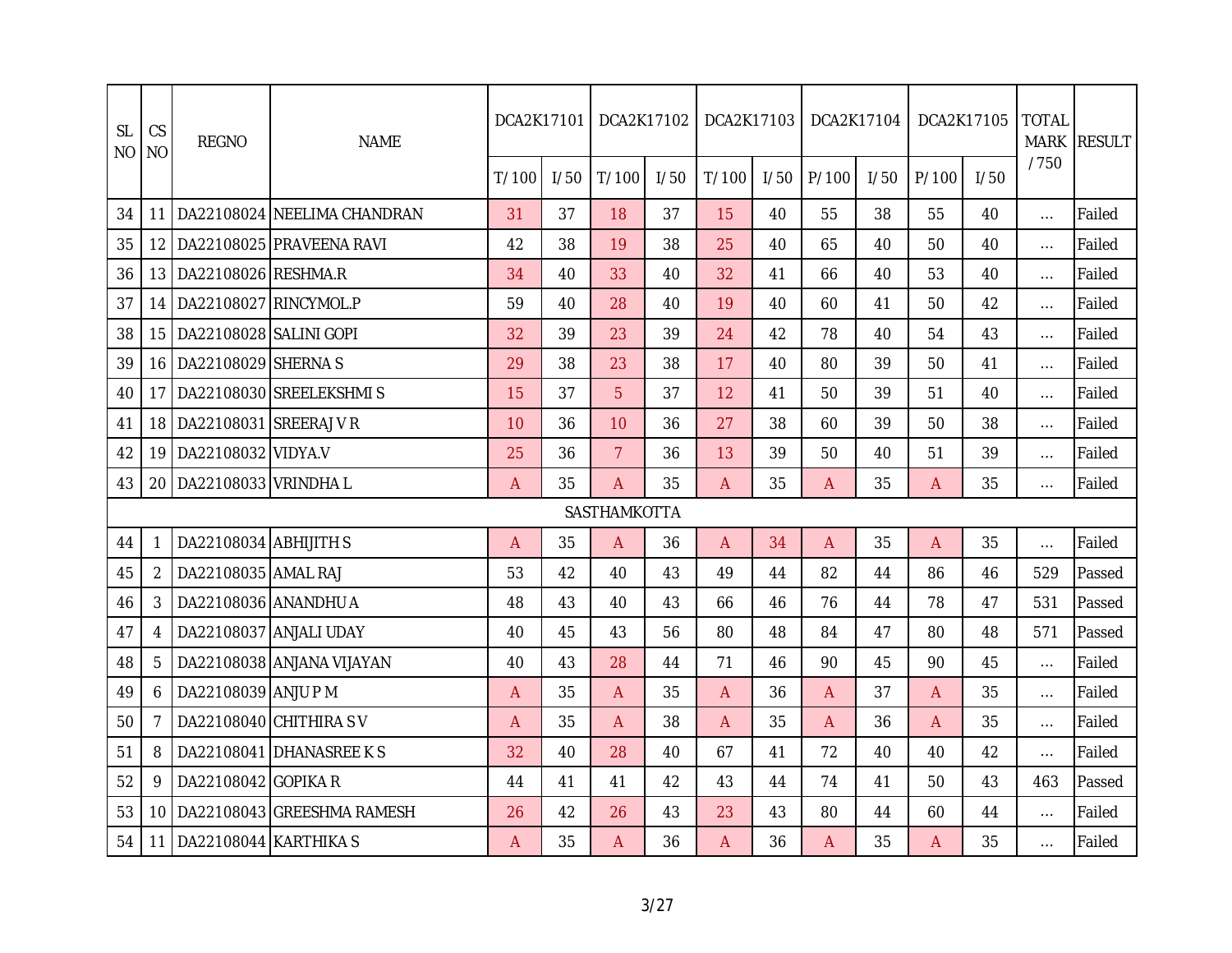| SL NO | CS NO | REGNO | NAME | DCA2K17101 | | DCA2K17102 | | DCA2K17103 | | DCA2K17104 | | DCA2K17105 | | TOTAL MARK / 750 | RESULT |
|---|---|---|---|---|---|---|---|---|---|---|---|---|---|---|---|
| | | | | T/ 100 | I/ 50 | T/ 100 | I/ 50 | T/ 100 | I/ 50 | P/ 100 | I/ 50 | P/ 100 | I/ 50 | | |
| 34 | 11 | DA22108024 | NEELIMA CHANDRAN | 31 | 37 | 18 | 37 | 15 | 40 | 55 | 38 | 55 | 40 | ... | Failed |
| 35 | 12 | DA22108025 | PRAVEENA RAVI | 42 | 38 | 19 | 38 | 25 | 40 | 65 | 40 | 50 | 40 | ... | Failed |
| 36 | 13 | DA22108026 | RESHMA.R | 34 | 40 | 33 | 40 | 32 | 41 | 66 | 40 | 53 | 40 | ... | Failed |
| 37 | 14 | DA22108027 | RINCYMOL.P | 59 | 40 | 28 | 40 | 19 | 40 | 60 | 41 | 50 | 42 | ... | Failed |
| 38 | 15 | DA22108028 | SALINI GOPI | 32 | 39 | 23 | 39 | 24 | 42 | 78 | 40 | 54 | 43 | ... | Failed |
| 39 | 16 | DA22108029 | SHERNA S | 29 | 38 | 23 | 38 | 17 | 40 | 80 | 39 | 50 | 41 | ... | Failed |
| 40 | 17 | DA22108030 | SREELEKSHMI S | 15 | 37 | 5 | 37 | 12 | 41 | 50 | 39 | 51 | 40 | ... | Failed |
| 41 | 18 | DA22108031 | SREERAJ V R | 10 | 36 | 10 | 36 | 27 | 38 | 60 | 39 | 50 | 38 | ... | Failed |
| 42 | 19 | DA22108032 | VIDYA.V | 25 | 36 | 7 | 36 | 13 | 39 | 50 | 40 | 51 | 39 | ... | Failed |
| 43 | 20 | DA22108033 | VRINDHA L | A | 35 | A | 35 | A | 35 | A | 35 | A | 35 | ... | Failed |
| SASTHAMKOTTA | | | | | | | | | | | | | | | |
| 44 | 1 | DA22108034 | ABHIJITH S | A | 35 | A | 36 | A | 34 | A | 35 | A | 35 | ... | Failed |
| 45 | 2 | DA22108035 | AMAL RAJ | 53 | 42 | 40 | 43 | 49 | 44 | 82 | 44 | 86 | 46 | 529 | Passed |
| 46 | 3 | DA22108036 | ANANDHU A | 48 | 43 | 40 | 43 | 66 | 46 | 76 | 44 | 78 | 47 | 531 | Passed |
| 47 | 4 | DA22108037 | ANJALI UDAY | 40 | 45 | 43 | 56 | 80 | 48 | 84 | 47 | 80 | 48 | 571 | Passed |
| 48 | 5 | DA22108038 | ANJANA VIJAYAN | 40 | 43 | 28 | 44 | 71 | 46 | 90 | 45 | 90 | 45 | ... | Failed |
| 49 | 6 | DA22108039 | ANJU P M | A | 35 | A | 35 | A | 36 | A | 37 | A | 35 | ... | Failed |
| 50 | 7 | DA22108040 | CHITHIRA S V | A | 35 | A | 38 | A | 35 | A | 36 | A | 35 | ... | Failed |
| 51 | 8 | DA22108041 | DHANASREE K S | 32 | 40 | 28 | 40 | 67 | 41 | 72 | 40 | 40 | 42 | ... | Failed |
| 52 | 9 | DA22108042 | GOPIKA R | 44 | 41 | 41 | 42 | 43 | 44 | 74 | 41 | 50 | 43 | 463 | Passed |
| 53 | 10 | DA22108043 | GREESHMA RAMESH | 26 | 42 | 26 | 43 | 23 | 43 | 80 | 44 | 60 | 44 | ... | Failed |
| 54 | 11 | DA22108044 | KARTHIKA S | A | 35 | A | 36 | A | 36 | A | 35 | A | 35 | ... | Failed |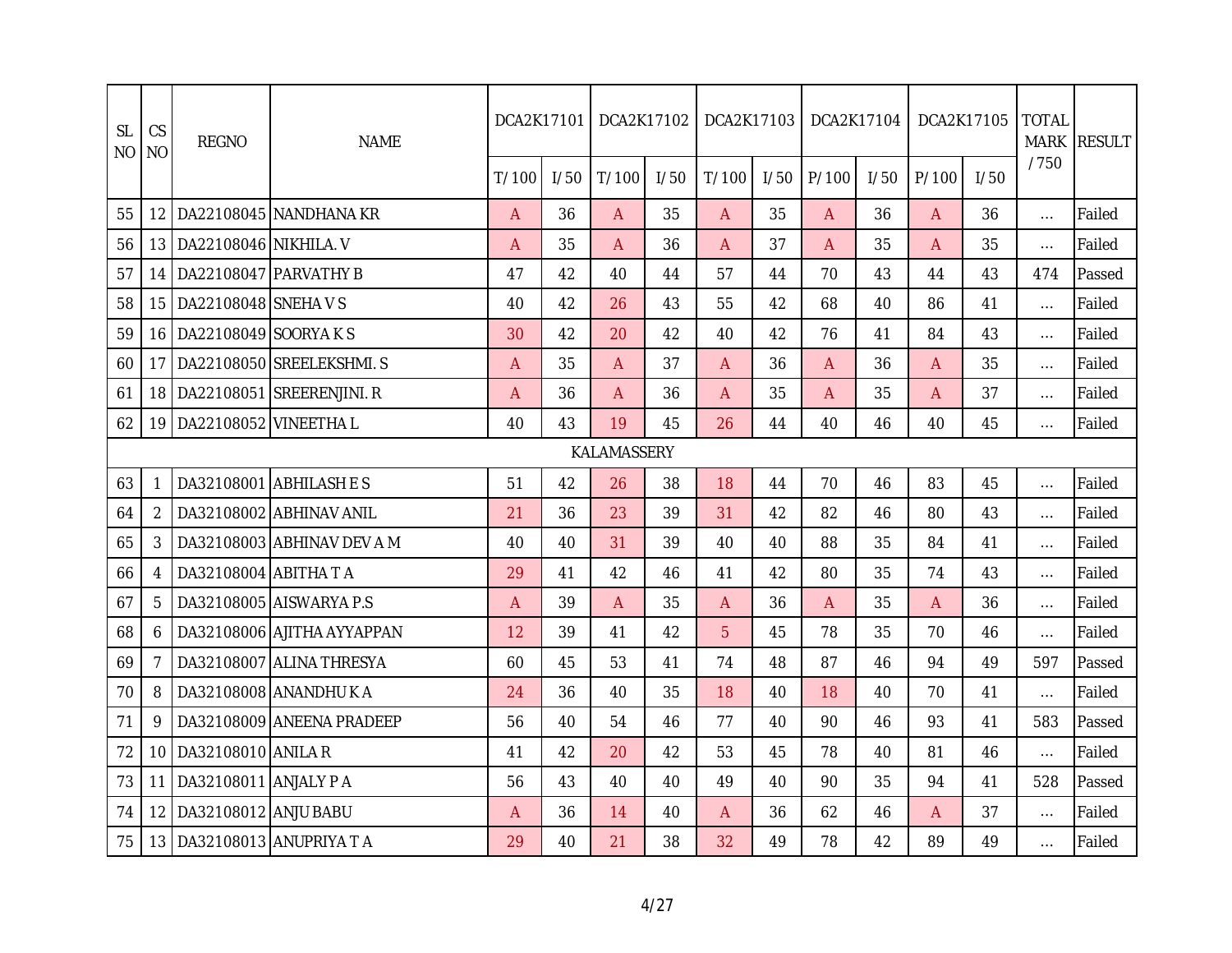| SL NO | CS NO | REGNO | NAME | DCA2K17101 | | DCA2K17102 | | DCA2K17103 | | DCA2K17104 | | DCA2K17105 | | TOTAL MARK / 750 | RESULT |
|---|---|---|---|---|---|---|---|---|---|---|---|---|---|---|---|
| | | | | T/ 100 | I/ 50 | T/ 100 | I/ 50 | T/ 100 | I/ 50 | P/ 100 | I/ 50 | P/ 100 | I/ 50 | | |
| 55 | 12 | DA22108045 | NANDHANA KR | A | 36 | A | 35 | A | 35 | A | 36 | A | 36 | ... | Failed |
| 56 | 13 | DA22108046 | NIKHILA. V | A | 35 | A | 36 | A | 37 | A | 35 | A | 35 | ... | Failed |
| 57 | 14 | DA22108047 | PARVATHY B | 47 | 42 | 40 | 44 | 57 | 44 | 70 | 43 | 44 | 43 | 474 | Passed |
| 58 | 15 | DA22108048 | SNEHA V S | 40 | 42 | 26 | 43 | 55 | 42 | 68 | 40 | 86 | 41 | ... | Failed |
| 59 | 16 | DA22108049 | SOORYA K S | 30 | 42 | 20 | 42 | 40 | 42 | 76 | 41 | 84 | 43 | ... | Failed |
| 60 | 17 | DA22108050 | SREELEKSHMI. S | A | 35 | A | 37 | A | 36 | A | 36 | A | 35 | ... | Failed |
| 61 | 18 | DA22108051 | SREERENJINI. R | A | 36 | A | 36 | A | 35 | A | 35 | A | 37 | ... | Failed |
| 62 | 19 | DA22108052 | VINEETHA L | 40 | 43 | 19 | 45 | 26 | 44 | 40 | 46 | 40 | 45 | ... | Failed |
| KALAMASSERY | | | | | | | | | | | | | | | |
| 63 | 1 | DA32108001 | ABHILASH E S | 51 | 42 | 26 | 38 | 18 | 44 | 70 | 46 | 83 | 45 | ... | Failed |
| 64 | 2 | DA32108002 | ABHINAV ANIL | 21 | 36 | 23 | 39 | 31 | 42 | 82 | 46 | 80 | 43 | ... | Failed |
| 65 | 3 | DA32108003 | ABHINAV DEV A M | 40 | 40 | 31 | 39 | 40 | 40 | 88 | 35 | 84 | 41 | ... | Failed |
| 66 | 4 | DA32108004 | ABITHA T A | 29 | 41 | 42 | 46 | 41 | 42 | 80 | 35 | 74 | 43 | ... | Failed |
| 67 | 5 | DA32108005 | AISWARYA P.S | A | 39 | A | 35 | A | 36 | A | 35 | A | 36 | ... | Failed |
| 68 | 6 | DA32108006 | AJITHA AYYAPPAN | 12 | 39 | 41 | 42 | 5 | 45 | 78 | 35 | 70 | 46 | ... | Failed |
| 69 | 7 | DA32108007 | ALINA THRESYA | 60 | 45 | 53 | 41 | 74 | 48 | 87 | 46 | 94 | 49 | 597 | Passed |
| 70 | 8 | DA32108008 | ANANDHU K A | 24 | 36 | 40 | 35 | 18 | 40 | 18 | 40 | 70 | 41 | ... | Failed |
| 71 | 9 | DA32108009 | ANEENA PRADEEP | 56 | 40 | 54 | 46 | 77 | 40 | 90 | 46 | 93 | 41 | 583 | Passed |
| 72 | 10 | DA32108010 | ANILA R | 41 | 42 | 20 | 42 | 53 | 45 | 78 | 40 | 81 | 46 | ... | Failed |
| 73 | 11 | DA32108011 | ANJALY P A | 56 | 43 | 40 | 40 | 49 | 40 | 90 | 35 | 94 | 41 | 528 | Passed |
| 74 | 12 | DA32108012 | ANJU BABU | A | 36 | 14 | 40 | A | 36 | 62 | 46 | A | 37 | ... | Failed |
| 75 | 13 | DA32108013 | ANUPRIYA T A | 29 | 40 | 21 | 38 | 32 | 49 | 78 | 42 | 89 | 49 | ... | Failed |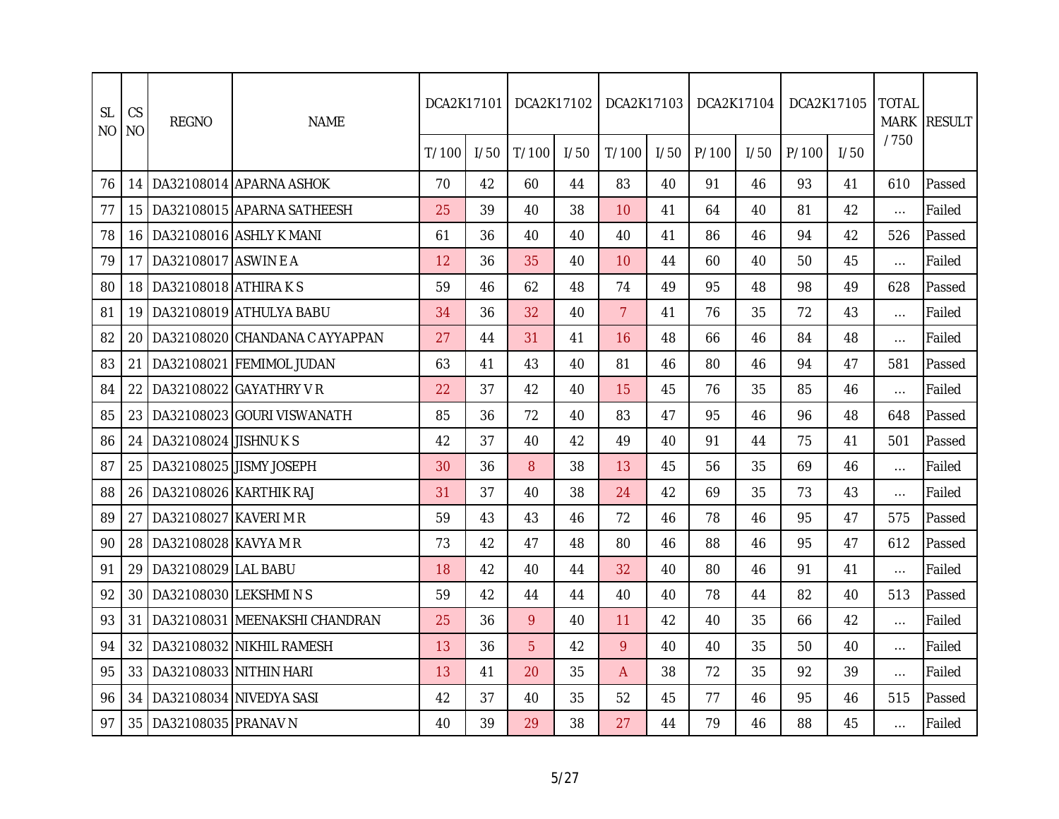| SL NO | CS NO | REGNO | NAME | DCA2K17101 | | DCA2K17102 | | DCA2K17103 | | DCA2K17104 | | DCA2K17105 | | TOTAL MARK / 750 | RESULT |
|---|---|---|---|---|---|---|---|---|---|---|---|---|---|---|---|
| | | | | T/ 100 | I/ 50 | T/ 100 | I/ 50 | T/ 100 | I/ 50 | P/ 100 | I/ 50 | P/ 100 | I/ 50 | | |
| 76 | 14 | DA32108014 | APARNA ASHOK | 70 | 42 | 60 | 44 | 83 | 40 | 91 | 46 | 93 | 41 | 610 | Passed |
| 77 | 15 | DA32108015 | APARNA SATHEESH | 25 | 39 | 40 | 38 | 10 | 41 | 64 | 40 | 81 | 42 | ... | Failed |
| 78 | 16 | DA32108016 | ASHLY K MANI | 61 | 36 | 40 | 40 | 40 | 41 | 86 | 46 | 94 | 42 | 526 | Passed |
| 79 | 17 | DA32108017 | ASWIN E A | 12 | 36 | 35 | 40 | 10 | 44 | 60 | 40 | 50 | 45 | ... | Failed |
| 80 | 18 | DA32108018 | ATHIRA K S | 59 | 46 | 62 | 48 | 74 | 49 | 95 | 48 | 98 | 49 | 628 | Passed |
| 81 | 19 | DA32108019 | ATHULYA BABU | 34 | 36 | 32 | 40 | 7 | 41 | 76 | 35 | 72 | 43 | ... | Failed |
| 82 | 20 | DA32108020 | CHANDANA C AYYAPPAN | 27 | 44 | 31 | 41 | 16 | 48 | 66 | 46 | 84 | 48 | ... | Failed |
| 83 | 21 | DA32108021 | FEMIMOL JUDAN | 63 | 41 | 43 | 40 | 81 | 46 | 80 | 46 | 94 | 47 | 581 | Passed |
| 84 | 22 | DA32108022 | GAYATHRY V R | 22 | 37 | 42 | 40 | 15 | 45 | 76 | 35 | 85 | 46 | ... | Failed |
| 85 | 23 | DA32108023 | GOURI VISWANATH | 85 | 36 | 72 | 40 | 83 | 47 | 95 | 46 | 96 | 48 | 648 | Passed |
| 86 | 24 | DA32108024 | JISHNU K S | 42 | 37 | 40 | 42 | 49 | 40 | 91 | 44 | 75 | 41 | 501 | Passed |
| 87 | 25 | DA32108025 | JISMY JOSEPH | 30 | 36 | 8 | 38 | 13 | 45 | 56 | 35 | 69 | 46 | ... | Failed |
| 88 | 26 | DA32108026 | KARTHIK RAJ | 31 | 37 | 40 | 38 | 24 | 42 | 69 | 35 | 73 | 43 | ... | Failed |
| 89 | 27 | DA32108027 | KAVERI M R | 59 | 43 | 43 | 46 | 72 | 46 | 78 | 46 | 95 | 47 | 575 | Passed |
| 90 | 28 | DA32108028 | KAVYA M R | 73 | 42 | 47 | 48 | 80 | 46 | 88 | 46 | 95 | 47 | 612 | Passed |
| 91 | 29 | DA32108029 | LAL BABU | 18 | 42 | 40 | 44 | 32 | 40 | 80 | 46 | 91 | 41 | ... | Failed |
| 92 | 30 | DA32108030 | LEKSHMI N S | 59 | 42 | 44 | 44 | 40 | 40 | 78 | 44 | 82 | 40 | 513 | Passed |
| 93 | 31 | DA32108031 | MEENAKSHI CHANDRAN | 25 | 36 | 9 | 40 | 11 | 42 | 40 | 35 | 66 | 42 | ... | Failed |
| 94 | 32 | DA32108032 | NIKHIL RAMESH | 13 | 36 | 5 | 42 | 9 | 40 | 40 | 35 | 50 | 40 | ... | Failed |
| 95 | 33 | DA32108033 | NITHIN HARI | 13 | 41 | 20 | 35 | A | 38 | 72 | 35 | 92 | 39 | ... | Failed |
| 96 | 34 | DA32108034 | NIVEDYA SASI | 42 | 37 | 40 | 35 | 52 | 45 | 77 | 46 | 95 | 46 | 515 | Passed |
| 97 | 35 | DA32108035 | PRANAV N | 40 | 39 | 29 | 38 | 27 | 44 | 79 | 46 | 88 | 45 | ... | Failed |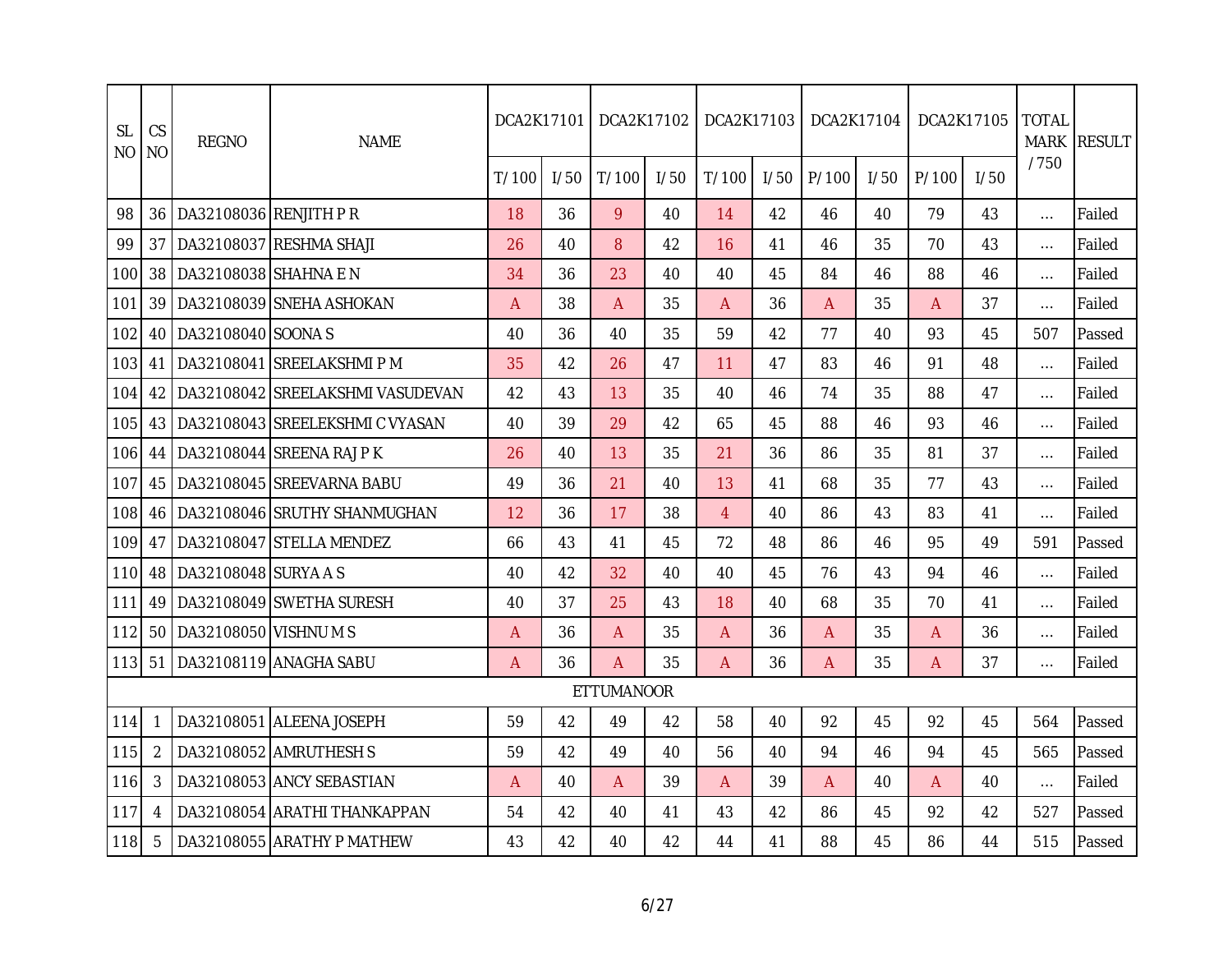| SL NO | CS NO | REGNO | NAME | DCA2K17101 | | DCA2K17102 | | DCA2K17103 | | DCA2K17104 | | DCA2K17105 | | TOTAL MARK / 750 | RESULT |
|---|---|---|---|---|---|---|---|---|---|---|---|---|---|---|---|
| | | | | T/ 100 | I/ 50 | T/ 100 | I/ 50 | T/ 100 | I/ 50 | P/ 100 | I/ 50 | P/ 100 | I/ 50 | | |
| 98 | 36 | DA32108036 | RENJITH P R | 18 | 36 | 9 | 40 | 14 | 42 | 46 | 40 | 79 | 43 | ... | Failed |
| 99 | 37 | DA32108037 | RESHMA SHAJI | 26 | 40 | 8 | 42 | 16 | 41 | 46 | 35 | 70 | 43 | ... | Failed |
| 100 | 38 | DA32108038 | SHAHNA E N | 34 | 36 | 23 | 40 | 40 | 45 | 84 | 46 | 88 | 46 | ... | Failed |
| 101 | 39 | DA32108039 | SNEHA ASHOKAN | A | 38 | A | 35 | A | 36 | A | 35 | A | 37 | ... | Failed |
| 102 | 40 | DA32108040 | SOONA S | 40 | 36 | 40 | 35 | 59 | 42 | 77 | 40 | 93 | 45 | 507 | Passed |
| 103 | 41 | DA32108041 | SREELAKSHMI P M | 35 | 42 | 26 | 47 | 11 | 47 | 83 | 46 | 91 | 48 | ... | Failed |
| 104 | 42 | DA32108042 | SREELAKSHMI VASUDEVAN | 42 | 43 | 13 | 35 | 40 | 46 | 74 | 35 | 88 | 47 | ... | Failed |
| 105 | 43 | DA32108043 | SREELEKSHMI C VYASAN | 40 | 39 | 29 | 42 | 65 | 45 | 88 | 46 | 93 | 46 | ... | Failed |
| 106 | 44 | DA32108044 | SREENA RAJ P K | 26 | 40 | 13 | 35 | 21 | 36 | 86 | 35 | 81 | 37 | ... | Failed |
| 107 | 45 | DA32108045 | SREEVARNA BABU | 49 | 36 | 21 | 40 | 13 | 41 | 68 | 35 | 77 | 43 | ... | Failed |
| 108 | 46 | DA32108046 | SRUTHY SHANMUGHAN | 12 | 36 | 17 | 38 | 4 | 40 | 86 | 43 | 83 | 41 | ... | Failed |
| 109 | 47 | DA32108047 | STELLA MENDEZ | 66 | 43 | 41 | 45 | 72 | 48 | 86 | 46 | 95 | 49 | 591 | Passed |
| 110 | 48 | DA32108048 | SURYA A S | 40 | 42 | 32 | 40 | 40 | 45 | 76 | 43 | 94 | 46 | ... | Failed |
| 111 | 49 | DA32108049 | SWETHA SURESH | 40 | 37 | 25 | 43 | 18 | 40 | 68 | 35 | 70 | 41 | ... | Failed |
| 112 | 50 | DA32108050 | VISHNU M S | A | 36 | A | 35 | A | 36 | A | 35 | A | 36 | ... | Failed |
| 113 | 51 | DA32108119 | ANAGHA SABU | A | 36 | A | 35 | A | 36 | A | 35 | A | 37 | ... | Failed |
| ETTUMANOOR | | | | | | | | | | | | | | | |
| 114 | 1 | DA32108051 | ALEENA JOSEPH | 59 | 42 | 49 | 42 | 58 | 40 | 92 | 45 | 92 | 45 | 564 | Passed |
| 115 | 2 | DA32108052 | AMRUTHESH S | 59 | 42 | 49 | 40 | 56 | 40 | 94 | 46 | 94 | 45 | 565 | Passed |
| 116 | 3 | DA32108053 | ANCY SEBASTIAN | A | 40 | A | 39 | A | 39 | A | 40 | A | 40 | ... | Failed |
| 117 | 4 | DA32108054 | ARATHI THANKAPPAN | 54 | 42 | 40 | 41 | 43 | 42 | 86 | 45 | 92 | 42 | 527 | Passed |
| 118 | 5 | DA32108055 | ARATHY P MATHEW | 43 | 42 | 40 | 42 | 44 | 41 | 88 | 45 | 86 | 44 | 515 | Passed |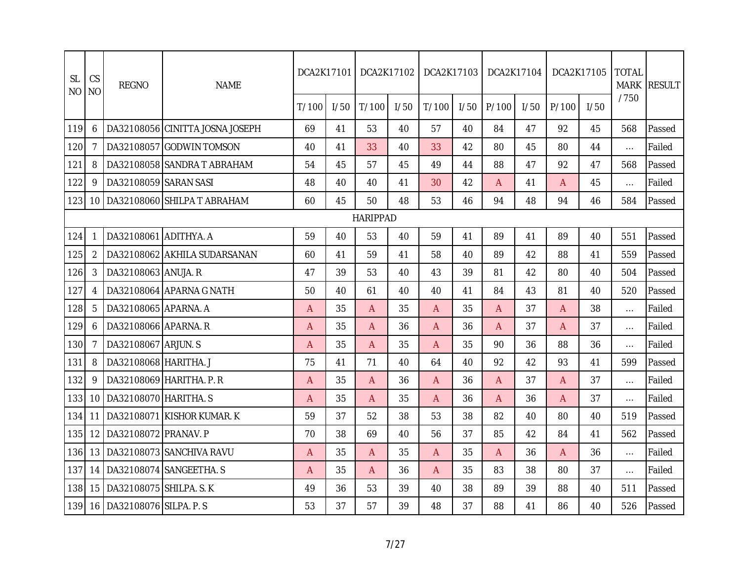| SL NO | CS NO | REGNO | NAME | DCA2K17101 | | DCA2K17102 | | DCA2K17103 | | DCA2K17104 | | DCA2K17105 | | TOTAL MARK / 750 | RESULT |
|---|---|---|---|---|---|---|---|---|---|---|---|---|---|---|---|
| | | | | T/ 100 | I/ 50 | T/ 100 | I/ 50 | T/ 100 | I/ 50 | P/ 100 | I/ 50 | P/ 100 | I/ 50 | | |
| 119 | 6 | DA32108056 | CINITTA JOSNA JOSEPH | 69 | 41 | 53 | 40 | 57 | 40 | 84 | 47 | 92 | 45 | 568 | Passed |
| 120 | 7 | DA32108057 | GODWIN TOMSON | 40 | 41 | 33 | 40 | 33 | 42 | 80 | 45 | 80 | 44 | ... | Failed |
| 121 | 8 | DA32108058 | SANDRA T ABRAHAM | 54 | 45 | 57 | 45 | 49 | 44 | 88 | 47 | 92 | 47 | 568 | Passed |
| 122 | 9 | DA32108059 | SARAN SASI | 48 | 40 | 40 | 41 | 30 | 42 | A | 41 | A | 45 | ... | Failed |
| 123 | 10 | DA32108060 | SHILPA T ABRAHAM | 60 | 45 | 50 | 48 | 53 | 46 | 94 | 48 | 94 | 46 | 584 | Passed |
| HARIPPAD | | | | | | | | | | | | | | | |
| 124 | 1 | DA32108061 | ADITHYA. A | 59 | 40 | 53 | 40 | 59 | 41 | 89 | 41 | 89 | 40 | 551 | Passed |
| 125 | 2 | DA32108062 | AKHILA SUDARSANAN | 60 | 41 | 59 | 41 | 58 | 40 | 89 | 42 | 88 | 41 | 559 | Passed |
| 126 | 3 | DA32108063 | ANUJA. R | 47 | 39 | 53 | 40 | 43 | 39 | 81 | 42 | 80 | 40 | 504 | Passed |
| 127 | 4 | DA32108064 | APARNA G NATH | 50 | 40 | 61 | 40 | 40 | 41 | 84 | 43 | 81 | 40 | 520 | Passed |
| 128 | 5 | DA32108065 | APARNA. A | A | 35 | A | 35 | A | 35 | A | 37 | A | 38 | ... | Failed |
| 129 | 6 | DA32108066 | APARNA. R | A | 35 | A | 36 | A | 36 | A | 37 | A | 37 | ... | Failed |
| 130 | 7 | DA32108067 | ARJUN. S | A | 35 | A | 35 | A | 35 | 90 | 36 | 88 | 36 | ... | Failed |
| 131 | 8 | DA32108068 | HARITHA. J | 75 | 41 | 71 | 40 | 64 | 40 | 92 | 42 | 93 | 41 | 599 | Passed |
| 132 | 9 | DA32108069 | HARITHA. P. R | A | 35 | A | 36 | A | 36 | A | 37 | A | 37 | ... | Failed |
| 133 | 10 | DA32108070 | HARITHA. S | A | 35 | A | 35 | A | 36 | A | 36 | A | 37 | ... | Failed |
| 134 | 11 | DA32108071 | KISHOR KUMAR. K | 59 | 37 | 52 | 38 | 53 | 38 | 82 | 40 | 80 | 40 | 519 | Passed |
| 135 | 12 | DA32108072 | PRANAV. P | 70 | 38 | 69 | 40 | 56 | 37 | 85 | 42 | 84 | 41 | 562 | Passed |
| 136 | 13 | DA32108073 | SANCHIVA RAVU | A | 35 | A | 35 | A | 35 | A | 36 | A | 36 | ... | Failed |
| 137 | 14 | DA32108074 | SANGEETHA. S | A | 35 | A | 36 | A | 35 | 83 | 38 | 80 | 37 | ... | Failed |
| 138 | 15 | DA32108075 | SHILPA. S. K | 49 | 36 | 53 | 39 | 40 | 38 | 89 | 39 | 88 | 40 | 511 | Passed |
| 139 | 16 | DA32108076 | SILPA. P. S | 53 | 37 | 57 | 39 | 48 | 37 | 88 | 41 | 86 | 40 | 526 | Passed |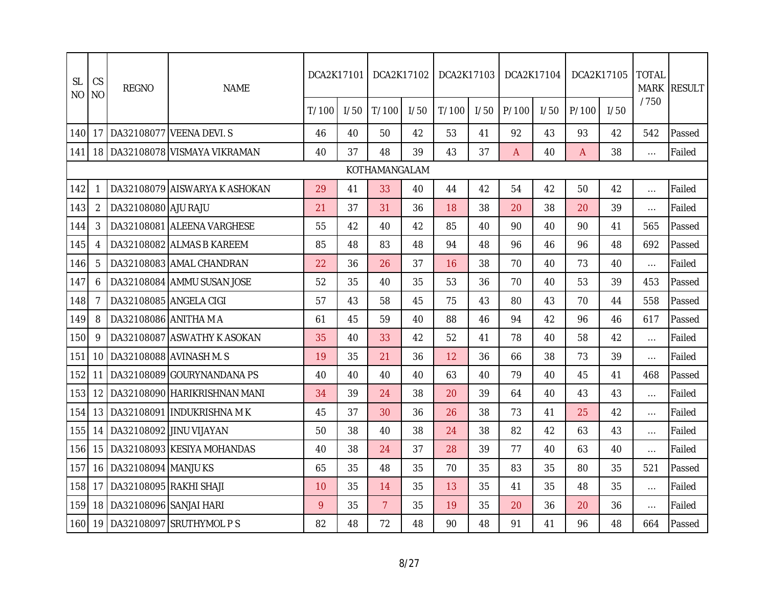| SL NO | CS NO | REGNO | NAME | DCA2K17101 | | DCA2K17102 | | DCA2K17103 | | DCA2K17104 | | DCA2K17105 | | TOTAL MARK / 750 | RESULT |
|---|---|---|---|---|---|---|---|---|---|---|---|---|---|---|---|
| | | | | T/ 100 | I/ 50 | T/ 100 | I/ 50 | T/ 100 | I/ 50 | P/ 100 | I/ 50 | P/ 100 | I/ 50 | | |
| 140 | 17 | DA32108077 | VEENA DEVI. S | 46 | 40 | 50 | 42 | 53 | 41 | 92 | 43 | 93 | 42 | 542 | Passed |
| 141 | 18 | DA32108078 | VISMAYA VIKRAMAN | 40 | 37 | 48 | 39 | 43 | 37 | A | 40 | A | 38 | ... | Failed |
| | | | KOTHAMANGALAM | | | | | | | | | | | | |
| 142 | 1 | DA32108079 | AISWARYA K ASHOKAN | 29 | 41 | 33 | 40 | 44 | 42 | 54 | 42 | 50 | 42 | ... | Failed |
| 143 | 2 | DA32108080 | AJU RAJU | 21 | 37 | 31 | 36 | 18 | 38 | 20 | 38 | 20 | 39 | ... | Failed |
| 144 | 3 | DA32108081 | ALEENA VARGHESE | 55 | 42 | 40 | 42 | 85 | 40 | 90 | 40 | 90 | 41 | 565 | Passed |
| 145 | 4 | DA32108082 | ALMAS B KAREEM | 85 | 48 | 83 | 48 | 94 | 48 | 96 | 46 | 96 | 48 | 692 | Passed |
| 146 | 5 | DA32108083 | AMAL CHANDRAN | 22 | 36 | 26 | 37 | 16 | 38 | 70 | 40 | 73 | 40 | ... | Failed |
| 147 | 6 | DA32108084 | AMMU SUSAN JOSE | 52 | 35 | 40 | 35 | 53 | 36 | 70 | 40 | 53 | 39 | 453 | Passed |
| 148 | 7 | DA32108085 | ANGELA CIGI | 57 | 43 | 58 | 45 | 75 | 43 | 80 | 43 | 70 | 44 | 558 | Passed |
| 149 | 8 | DA32108086 | ANITHA M A | 61 | 45 | 59 | 40 | 88 | 46 | 94 | 42 | 96 | 46 | 617 | Passed |
| 150 | 9 | DA32108087 | ASWATHY K ASOKAN | 35 | 40 | 33 | 42 | 52 | 41 | 78 | 40 | 58 | 42 | ... | Failed |
| 151 | 10 | DA32108088 | AVINASH M. S | 19 | 35 | 21 | 36 | 12 | 36 | 66 | 38 | 73 | 39 | ... | Failed |
| 152 | 11 | DA32108089 | GOURYNANDANA PS | 40 | 40 | 40 | 40 | 63 | 40 | 79 | 40 | 45 | 41 | 468 | Passed |
| 153 | 12 | DA32108090 | HARIKRISHNAN MANI | 34 | 39 | 24 | 38 | 20 | 39 | 64 | 40 | 43 | 43 | ... | Failed |
| 154 | 13 | DA32108091 | INDUKRISHNA M K | 45 | 37 | 30 | 36 | 26 | 38 | 73 | 41 | 25 | 42 | ... | Failed |
| 155 | 14 | DA32108092 | JINU VIJAYAN | 50 | 38 | 40 | 38 | 24 | 38 | 82 | 42 | 63 | 43 | ... | Failed |
| 156 | 15 | DA32108093 | KESIYA MOHANDAS | 40 | 38 | 24 | 37 | 28 | 39 | 77 | 40 | 63 | 40 | ... | Failed |
| 157 | 16 | DA32108094 | MANJU KS | 65 | 35 | 48 | 35 | 70 | 35 | 83 | 35 | 80 | 35 | 521 | Passed |
| 158 | 17 | DA32108095 | RAKHI SHAJI | 10 | 35 | 14 | 35 | 13 | 35 | 41 | 35 | 48 | 35 | ... | Failed |
| 159 | 18 | DA32108096 | SANJAI HARI | 9 | 35 | 7 | 35 | 19 | 35 | 20 | 36 | 20 | 36 | ... | Failed |
| 160 | 19 | DA32108097 | SRUTHYMOL P S | 82 | 48 | 72 | 48 | 90 | 48 | 91 | 41 | 96 | 48 | 664 | Passed |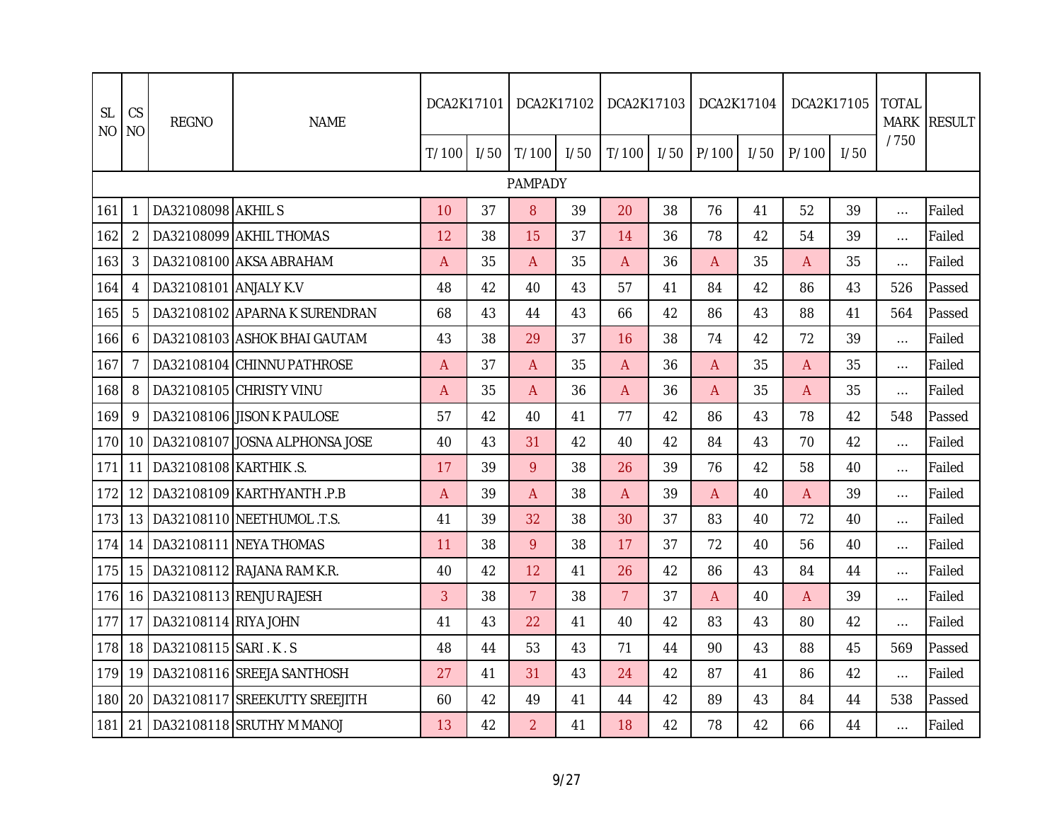| SL NO | CS NO | REGNO | NAME | DCA2K17101 | | DCA2K17102 | | DCA2K17103 | | DCA2K17104 | | DCA2K17105 | | TOTAL MARK / 750 | RESULT |
|---|---|---|---|---|---|---|---|---|---|---|---|---|---|---|---|
| | | | | T/ 100 | I/ 50 | T/ 100 | I/ 50 | T/ 100 | I/ 50 | P/ 100 | I/ 50 | P/ 100 | I/ 50 | | |
| PAMPADY | | | | | | | | | | | | | | | |
| 161 | 1 | DA32108098 | AKHIL S | 10 | 37 | 8 | 39 | 20 | 38 | 76 | 41 | 52 | 39 | ... | Failed |
| 162 | 2 | DA32108099 | AKHIL THOMAS | 12 | 38 | 15 | 37 | 14 | 36 | 78 | 42 | 54 | 39 | ... | Failed |
| 163 | 3 | DA32108100 | AKSA ABRAHAM | A | 35 | A | 35 | A | 36 | A | 35 | A | 35 | ... | Failed |
| 164 | 4 | DA32108101 | ANJALY K.V | 48 | 42 | 40 | 43 | 57 | 41 | 84 | 42 | 86 | 43 | 526 | Passed |
| 165 | 5 | DA32108102 | APARNA K SURENDRAN | 68 | 43 | 44 | 43 | 66 | 42 | 86 | 43 | 88 | 41 | 564 | Passed |
| 166 | 6 | DA32108103 | ASHOK BHAI GAUTAM | 43 | 38 | 29 | 37 | 16 | 38 | 74 | 42 | 72 | 39 | ... | Failed |
| 167 | 7 | DA32108104 | CHINNU PATHROSE | A | 37 | A | 35 | A | 36 | A | 35 | A | 35 | ... | Failed |
| 168 | 8 | DA32108105 | CHRISTY VINU | A | 35 | A | 36 | A | 36 | A | 35 | A | 35 | ... | Failed |
| 169 | 9 | DA32108106 | JISON K PAULOSE | 57 | 42 | 40 | 41 | 77 | 42 | 86 | 43 | 78 | 42 | 548 | Passed |
| 170 | 10 | DA32108107 | JOSNA ALPHONSA JOSE | 40 | 43 | 31 | 42 | 40 | 42 | 84 | 43 | 70 | 42 | ... | Failed |
| 171 | 11 | DA32108108 | KARTHIK .S. | 17 | 39 | 9 | 38 | 26 | 39 | 76 | 42 | 58 | 40 | ... | Failed |
| 172 | 12 | DA32108109 | KARTHYANTH .P.B | A | 39 | A | 38 | A | 39 | A | 40 | A | 39 | ... | Failed |
| 173 | 13 | DA32108110 | NEETHUMOL .T.S. | 41 | 39 | 32 | 38 | 30 | 37 | 83 | 40 | 72 | 40 | ... | Failed |
| 174 | 14 | DA32108111 | NEYA THOMAS | 11 | 38 | 9 | 38 | 17 | 37 | 72 | 40 | 56 | 40 | ... | Failed |
| 175 | 15 | DA32108112 | RAJANA RAM K.R. | 40 | 42 | 12 | 41 | 26 | 42 | 86 | 43 | 84 | 44 | ... | Failed |
| 176 | 16 | DA32108113 | RENJU RAJESH | 3 | 38 | 7 | 38 | 7 | 37 | A | 40 | A | 39 | ... | Failed |
| 177 | 17 | DA32108114 | RIYA JOHN | 41 | 43 | 22 | 41 | 40 | 42 | 83 | 43 | 80 | 42 | ... | Failed |
| 178 | 18 | DA32108115 | SARI . K . S | 48 | 44 | 53 | 43 | 71 | 44 | 90 | 43 | 88 | 45 | 569 | Passed |
| 179 | 19 | DA32108116 | SREEJA SANTHOSH | 27 | 41 | 31 | 43 | 24 | 42 | 87 | 41 | 86 | 42 | ... | Failed |
| 180 | 20 | DA32108117 | SREEKUTTY SREEJITH | 60 | 42 | 49 | 41 | 44 | 42 | 89 | 43 | 84 | 44 | 538 | Passed |
| 181 | 21 | DA32108118 | SRUTHY M MANOJ | 13 | 42 | 2 | 41 | 18 | 42 | 78 | 42 | 66 | 44 | ... | Failed |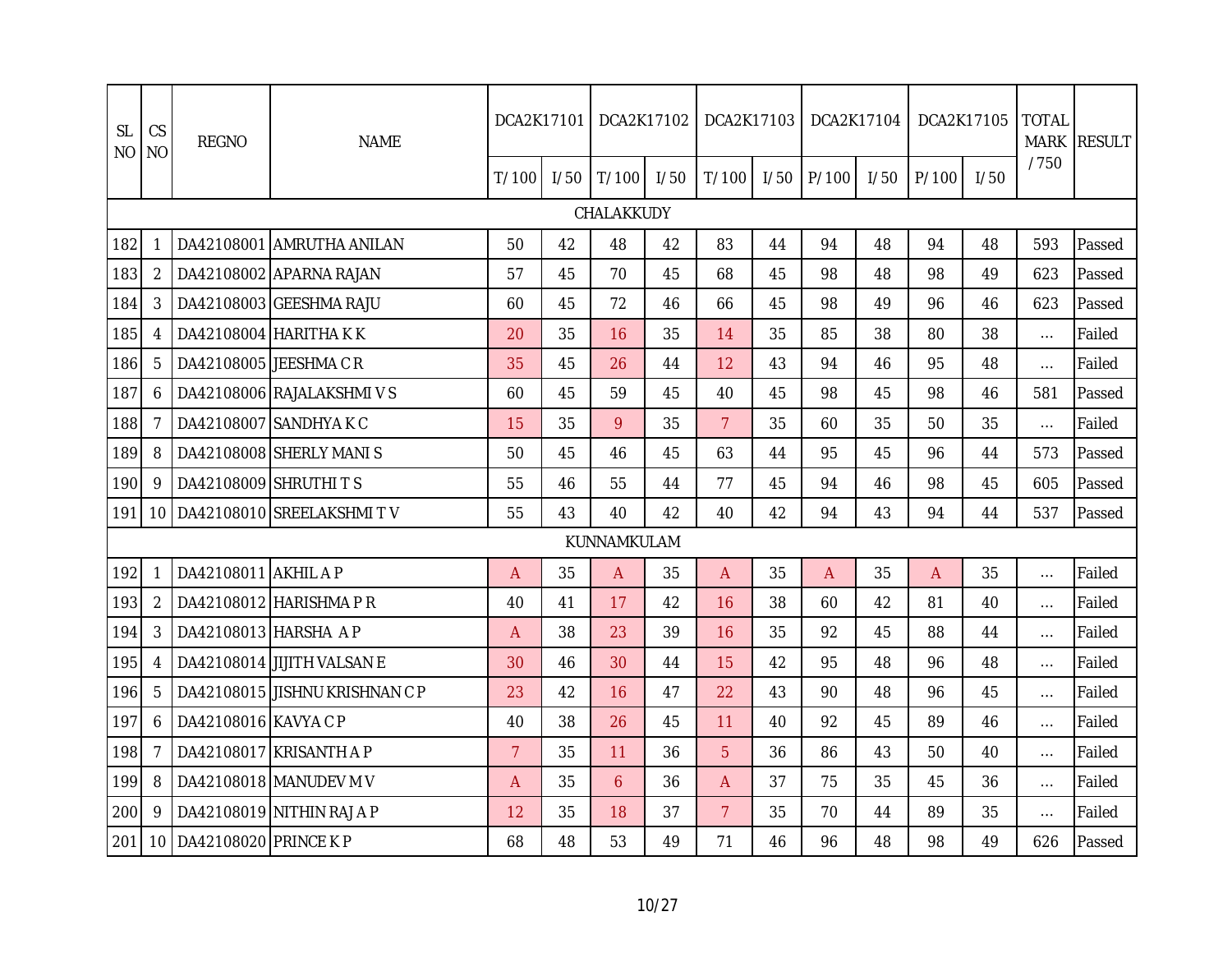| SL NO | CS NO | REGNO | NAME | DCA2K17101 | | DCA2K17102 | | DCA2K17103 | | DCA2K17104 | | DCA2K17105 | | TOTAL MARK / 750 | RESULT |
|---|---|---|---|---|---|---|---|---|---|---|---|---|---|---|---|
| | | | | T/ 100 | I/ 50 | T/ 100 | I/ 50 | T/ 100 | I/ 50 | P/ 100 | I/ 50 | P/ 100 | I/ 50 | | |
| CHALAKKUDY | | | | | | | | | | | | | | | |
| 182 | 1 | DA42108001 | AMRUTHA ANILAN | 50 | 42 | 48 | 42 | 83 | 44 | 94 | 48 | 94 | 48 | 593 | Passed |
| 183 | 2 | DA42108002 | APARNA RAJAN | 57 | 45 | 70 | 45 | 68 | 45 | 98 | 48 | 98 | 49 | 623 | Passed |
| 184 | 3 | DA42108003 | GEESHMA RAJU | 60 | 45 | 72 | 46 | 66 | 45 | 98 | 49 | 96 | 46 | 623 | Passed |
| 185 | 4 | DA42108004 | HARITHA K K | 20 | 35 | 16 | 35 | 14 | 35 | 85 | 38 | 80 | 38 | ... | Failed |
| 186 | 5 | DA42108005 | JEESHMA C R | 35 | 45 | 26 | 44 | 12 | 43 | 94 | 46 | 95 | 48 | ... | Failed |
| 187 | 6 | DA42108006 | RAJALAKSHMI V S | 60 | 45 | 59 | 45 | 40 | 45 | 98 | 45 | 98 | 46 | 581 | Passed |
| 188 | 7 | DA42108007 | SANDHYA K C | 15 | 35 | 9 | 35 | 7 | 35 | 60 | 35 | 50 | 35 | ... | Failed |
| 189 | 8 | DA42108008 | SHERLY MANI S | 50 | 45 | 46 | 45 | 63 | 44 | 95 | 45 | 96 | 44 | 573 | Passed |
| 190 | 9 | DA42108009 | SHRUTHI T S | 55 | 46 | 55 | 44 | 77 | 45 | 94 | 46 | 98 | 45 | 605 | Passed |
| 191 | 10 | DA42108010 | SREELAKSHMI T V | 55 | 43 | 40 | 42 | 40 | 42 | 94 | 43 | 94 | 44 | 537 | Passed |
| KUNNAMKULAM | | | | | | | | | | | | | | | |
| 192 | 1 | DA42108011 | AKHIL A P | A | 35 | A | 35 | A | 35 | A | 35 | A | 35 | ... | Failed |
| 193 | 2 | DA42108012 | HARISHMA P R | 40 | 41 | 17 | 42 | 16 | 38 | 60 | 42 | 81 | 40 | ... | Failed |
| 194 | 3 | DA42108013 | HARSHA A P | A | 38 | 23 | 39 | 16 | 35 | 92 | 45 | 88 | 44 | ... | Failed |
| 195 | 4 | DA42108014 | JIJITH VALSAN E | 30 | 46 | 30 | 44 | 15 | 42 | 95 | 48 | 96 | 48 | ... | Failed |
| 196 | 5 | DA42108015 | JISHNU KRISHNAN C P | 23 | 42 | 16 | 47 | 22 | 43 | 90 | 48 | 96 | 45 | ... | Failed |
| 197 | 6 | DA42108016 | KAVYA C P | 40 | 38 | 26 | 45 | 11 | 40 | 92 | 45 | 89 | 46 | ... | Failed |
| 198 | 7 | DA42108017 | KRISANTH A P | 7 | 35 | 11 | 36 | 5 | 36 | 86 | 43 | 50 | 40 | ... | Failed |
| 199 | 8 | DA42108018 | MANUDEV M V | A | 35 | 6 | 36 | A | 37 | 75 | 35 | 45 | 36 | ... | Failed |
| 200 | 9 | DA42108019 | NITHIN RAJ A P | 12 | 35 | 18 | 37 | 7 | 35 | 70 | 44 | 89 | 35 | ... | Failed |
| 201 | 10 | DA42108020 | PRINCE K P | 68 | 48 | 53 | 49 | 71 | 46 | 96 | 48 | 98 | 49 | 626 | Passed |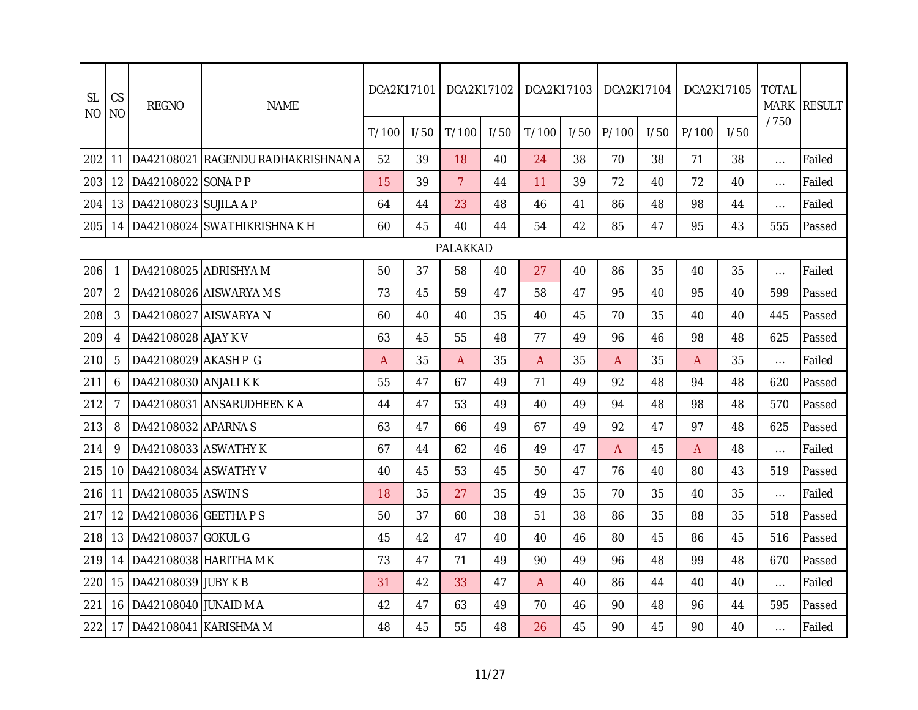| SL NO | CS NO | REGNO | NAME | DCA2K17101 | | DCA2K17102 | | DCA2K17103 | | DCA2K17104 | | DCA2K17105 | | TOTAL MARK / 750 | RESULT |
|---|---|---|---|---|---|---|---|---|---|---|---|---|---|---|---|
| | | | | T/ 100 | I/ 50 | T/ 100 | I/ 50 | T/ 100 | I/ 50 | P/ 100 | I/ 50 | P/ 100 | I/ 50 | | |
| 202 | 11 | DA42108021 | RAGENDU RADHAKRISHNAN A | 52 | 39 | 18 | 40 | 24 | 38 | 70 | 38 | 71 | 38 | ... | Failed |
| 203 | 12 | DA42108022 | SONA P P | 15 | 39 | 7 | 44 | 11 | 39 | 72 | 40 | 72 | 40 | ... | Failed |
| 204 | 13 | DA42108023 | SUJILA A P | 64 | 44 | 23 | 48 | 46 | 41 | 86 | 48 | 98 | 44 | ... | Failed |
| 205 | 14 | DA42108024 | SWATHIKRISHNA K H | 60 | 45 | 40 | 44 | 54 | 42 | 85 | 47 | 95 | 43 | 555 | Passed |
| PALAKKAD | | | | | | | | | | | | | | | |
| 206 | 1 | DA42108025 | ADRISHYA M | 50 | 37 | 58 | 40 | 27 | 40 | 86 | 35 | 40 | 35 | ... | Failed |
| 207 | 2 | DA42108026 | AISWARYA M S | 73 | 45 | 59 | 47 | 58 | 47 | 95 | 40 | 95 | 40 | 599 | Passed |
| 208 | 3 | DA42108027 | AISWARYA N | 60 | 40 | 40 | 35 | 40 | 45 | 70 | 35 | 40 | 40 | 445 | Passed |
| 209 | 4 | DA42108028 | AJAY K V | 63 | 45 | 55 | 48 | 77 | 49 | 96 | 46 | 98 | 48 | 625 | Passed |
| 210 | 5 | DA42108029 | AKASH P G | A | 35 | A | 35 | A | 35 | A | 35 | A | 35 | ... | Failed |
| 211 | 6 | DA42108030 | ANJALI K K | 55 | 47 | 67 | 49 | 71 | 49 | 92 | 48 | 94 | 48 | 620 | Passed |
| 212 | 7 | DA42108031 | ANSARUDHEEN K A | 44 | 47 | 53 | 49 | 40 | 49 | 94 | 48 | 98 | 48 | 570 | Passed |
| 213 | 8 | DA42108032 | APARNA S | 63 | 47 | 66 | 49 | 67 | 49 | 92 | 47 | 97 | 48 | 625 | Passed |
| 214 | 9 | DA42108033 | ASWATHY K | 67 | 44 | 62 | 46 | 49 | 47 | A | 45 | A | 48 | ... | Failed |
| 215 | 10 | DA42108034 | ASWATHY V | 40 | 45 | 53 | 45 | 50 | 47 | 76 | 40 | 80 | 43 | 519 | Passed |
| 216 | 11 | DA42108035 | ASWIN S | 18 | 35 | 27 | 35 | 49 | 35 | 70 | 35 | 40 | 35 | ... | Failed |
| 217 | 12 | DA42108036 | GEETHA P S | 50 | 37 | 60 | 38 | 51 | 38 | 86 | 35 | 88 | 35 | 518 | Passed |
| 218 | 13 | DA42108037 | GOKUL G | 45 | 42 | 47 | 40 | 40 | 46 | 80 | 45 | 86 | 45 | 516 | Passed |
| 219 | 14 | DA42108038 | HARITHA M K | 73 | 47 | 71 | 49 | 90 | 49 | 96 | 48 | 99 | 48 | 670 | Passed |
| 220 | 15 | DA42108039 | JUBY K B | 31 | 42 | 33 | 47 | A | 40 | 86 | 44 | 40 | 40 | ... | Failed |
| 221 | 16 | DA42108040 | JUNAID M A | 42 | 47 | 63 | 49 | 70 | 46 | 90 | 48 | 96 | 44 | 595 | Passed |
| 222 | 17 | DA42108041 | KARISHMA M | 48 | 45 | 55 | 48 | 26 | 45 | 90 | 45 | 90 | 40 | ... | Failed |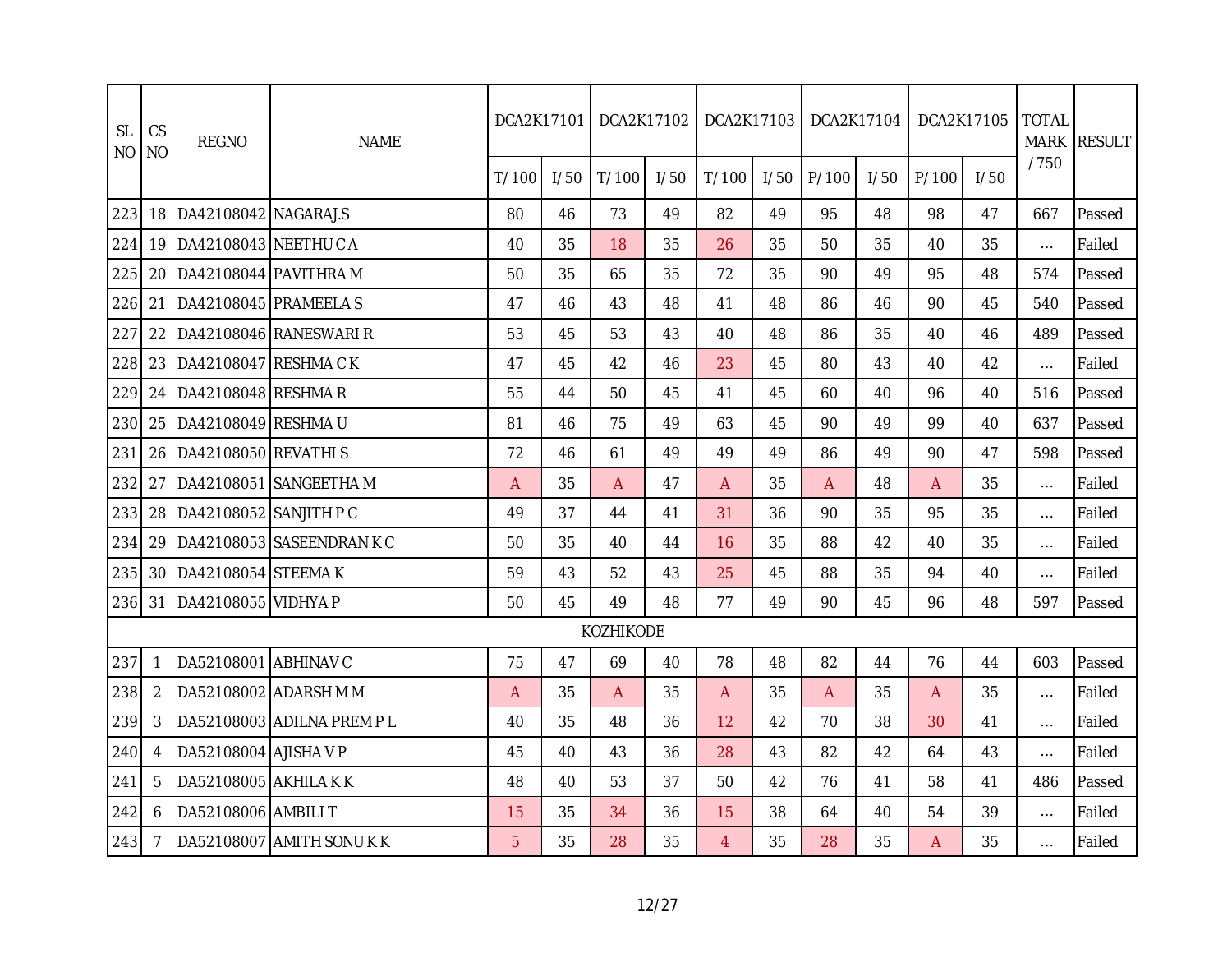| SL NO | CS NO | REGNO | NAME | DCA2K17101 | | DCA2K17102 | | DCA2K17103 | | DCA2K17104 | | DCA2K17105 | | TOTAL MARK / 750 | RESULT |
|---|---|---|---|---|---|---|---|---|---|---|---|---|---|---|---|
| | | | | T/ 100 | I/ 50 | T/ 100 | I/ 50 | T/ 100 | I/ 50 | P/ 100 | I/ 50 | P/ 100 | I/ 50 | | |
| 223 | 18 | DA42108042 | NAGARAJ.S | 80 | 46 | 73 | 49 | 82 | 49 | 95 | 48 | 98 | 47 | 667 | Passed |
| 224 | 19 | DA42108043 | NEETHU C A | 40 | 35 | 18 | 35 | 26 | 35 | 50 | 35 | 40 | 35 | ... | Failed |
| 225 | 20 | DA42108044 | PAVITHRA M | 50 | 35 | 65 | 35 | 72 | 35 | 90 | 49 | 95 | 48 | 574 | Passed |
| 226 | 21 | DA42108045 | PRAMEELA S | 47 | 46 | 43 | 48 | 41 | 48 | 86 | 46 | 90 | 45 | 540 | Passed |
| 227 | 22 | DA42108046 | RANESWARI R | 53 | 45 | 53 | 43 | 40 | 48 | 86 | 35 | 40 | 46 | 489 | Passed |
| 228 | 23 | DA42108047 | RESHMA C K | 47 | 45 | 42 | 46 | 23 | 45 | 80 | 43 | 40 | 42 | ... | Failed |
| 229 | 24 | DA42108048 | RESHMA R | 55 | 44 | 50 | 45 | 41 | 45 | 60 | 40 | 96 | 40 | 516 | Passed |
| 230 | 25 | DA42108049 | RESHMA U | 81 | 46 | 75 | 49 | 63 | 45 | 90 | 49 | 99 | 40 | 637 | Passed |
| 231 | 26 | DA42108050 | REVATHI S | 72 | 46 | 61 | 49 | 49 | 49 | 86 | 49 | 90 | 47 | 598 | Passed |
| 232 | 27 | DA42108051 | SANGEETHA M | A | 35 | A | 47 | A | 35 | A | 48 | A | 35 | ... | Failed |
| 233 | 28 | DA42108052 | SANJITH P C | 49 | 37 | 44 | 41 | 31 | 36 | 90 | 35 | 95 | 35 | ... | Failed |
| 234 | 29 | DA42108053 | SASEENDRAN K C | 50 | 35 | 40 | 44 | 16 | 35 | 88 | 42 | 40 | 35 | ... | Failed |
| 235 | 30 | DA42108054 | STEEMA K | 59 | 43 | 52 | 43 | 25 | 45 | 88 | 35 | 94 | 40 | ... | Failed |
| 236 | 31 | DA42108055 | VIDHYA P | 50 | 45 | 49 | 48 | 77 | 49 | 90 | 45 | 96 | 48 | 597 | Passed |
| KOZHIKODE | | | | | | | | | | | | | | | |
| 237 | 1 | DA52108001 | ABHINAV C | 75 | 47 | 69 | 40 | 78 | 48 | 82 | 44 | 76 | 44 | 603 | Passed |
| 238 | 2 | DA52108002 | ADARSH M M | A | 35 | A | 35 | A | 35 | A | 35 | A | 35 | ... | Failed |
| 239 | 3 | DA52108003 | ADILNA PREM P L | 40 | 35 | 48 | 36 | 12 | 42 | 70 | 38 | 30 | 41 | ... | Failed |
| 240 | 4 | DA52108004 | AJISHA V P | 45 | 40 | 43 | 36 | 28 | 43 | 82 | 42 | 64 | 43 | ... | Failed |
| 241 | 5 | DA52108005 | AKHILA K K | 48 | 40 | 53 | 37 | 50 | 42 | 76 | 41 | 58 | 41 | 486 | Passed |
| 242 | 6 | DA52108006 | AMBILI T | 15 | 35 | 34 | 36 | 15 | 38 | 64 | 40 | 54 | 39 | ... | Failed |
| 243 | 7 | DA52108007 | AMITH SONU K K | 5 | 35 | 28 | 35 | 4 | 35 | 28 | 35 | A | 35 | ... | Failed |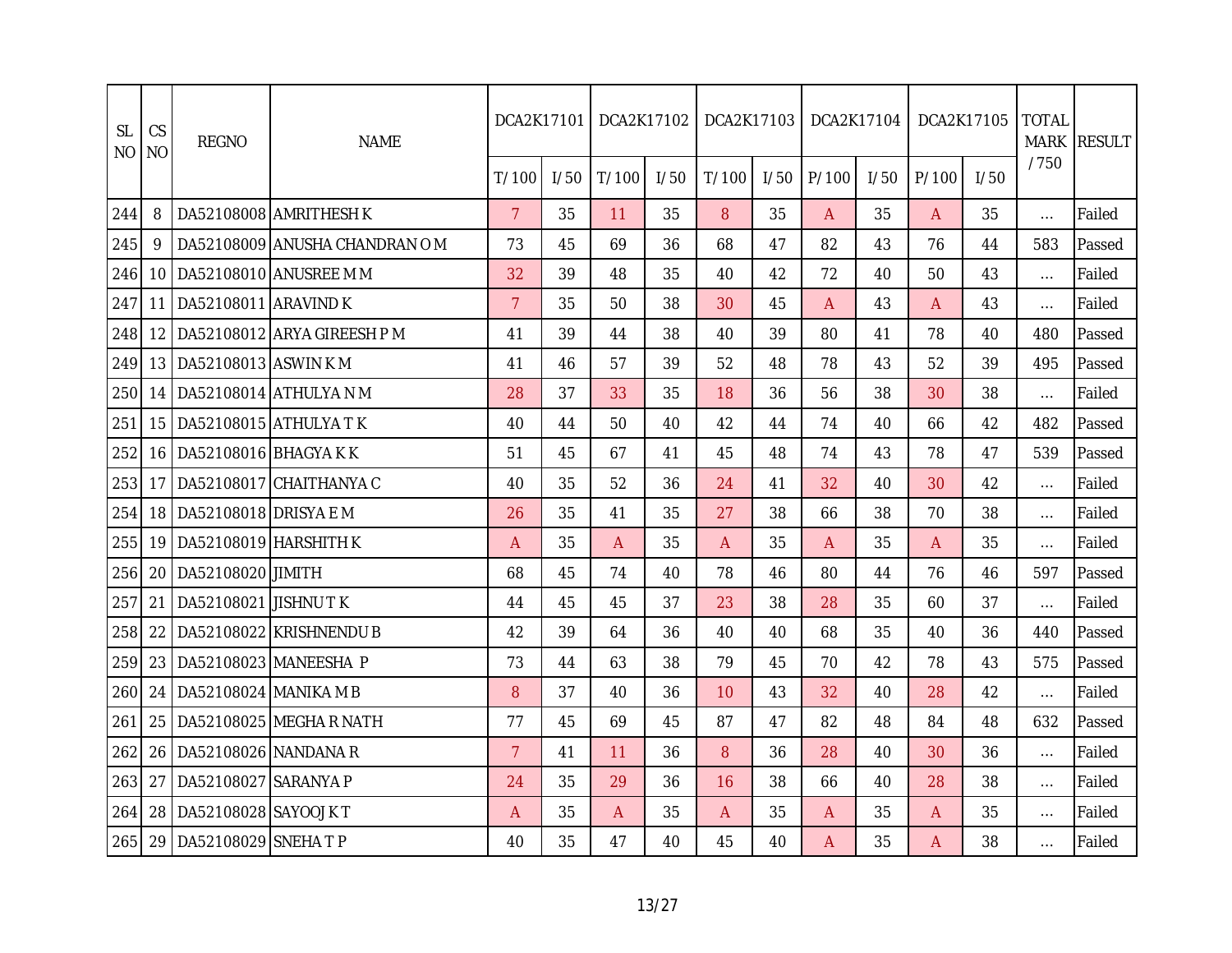| SL NO | CS NO | REGNO | NAME | DCA2K17101 | | DCA2K17102 | | DCA2K17103 | | DCA2K17104 | | DCA2K17105 | | TOTAL MARK / 750 | RESULT |
|---|---|---|---|---|---|---|---|---|---|---|---|---|---|---|---|
| | | | | T/100 | I/50 | T/100 | I/50 | T/100 | I/50 | P/100 | I/50 | P/100 | I/50 | | |
| 244 | 8 | DA52108008 | AMRITHESH K | 7 | 35 | 11 | 35 | 8 | 35 | A | 35 | A | 35 | ... | Failed |
| 245 | 9 | DA52108009 | ANUSHA CHANDRAN O M | 73 | 45 | 69 | 36 | 68 | 47 | 82 | 43 | 76 | 44 | 583 | Passed |
| 246 | 10 | DA52108010 | ANUSREE M M | 32 | 39 | 48 | 35 | 40 | 42 | 72 | 40 | 50 | 43 | ... | Failed |
| 247 | 11 | DA52108011 | ARAVIND K | 7 | 35 | 50 | 38 | 30 | 45 | A | 43 | A | 43 | ... | Failed |
| 248 | 12 | DA52108012 | ARYA GIREESH P M | 41 | 39 | 44 | 38 | 40 | 39 | 80 | 41 | 78 | 40 | 480 | Passed |
| 249 | 13 | DA52108013 | ASWIN K M | 41 | 46 | 57 | 39 | 52 | 48 | 78 | 43 | 52 | 39 | 495 | Passed |
| 250 | 14 | DA52108014 | ATHULYA N M | 28 | 37 | 33 | 35 | 18 | 36 | 56 | 38 | 30 | 38 | ... | Failed |
| 251 | 15 | DA52108015 | ATHULYA T K | 40 | 44 | 50 | 40 | 42 | 44 | 74 | 40 | 66 | 42 | 482 | Passed |
| 252 | 16 | DA52108016 | BHAGYA K K | 51 | 45 | 67 | 41 | 45 | 48 | 74 | 43 | 78 | 47 | 539 | Passed |
| 253 | 17 | DA52108017 | CHAITHANYA C | 40 | 35 | 52 | 36 | 24 | 41 | 32 | 40 | 30 | 42 | ... | Failed |
| 254 | 18 | DA52108018 | DRISYA E M | 26 | 35 | 41 | 35 | 27 | 38 | 66 | 38 | 70 | 38 | ... | Failed |
| 255 | 19 | DA52108019 | HARSHITH K | A | 35 | A | 35 | A | 35 | A | 35 | A | 35 | ... | Failed |
| 256 | 20 | DA52108020 | JIMITH | 68 | 45 | 74 | 40 | 78 | 46 | 80 | 44 | 76 | 46 | 597 | Passed |
| 257 | 21 | DA52108021 | JISHNU T K | 44 | 45 | 45 | 37 | 23 | 38 | 28 | 35 | 60 | 37 | ... | Failed |
| 258 | 22 | DA52108022 | KRISHNENDU B | 42 | 39 | 64 | 36 | 40 | 40 | 68 | 35 | 40 | 36 | 440 | Passed |
| 259 | 23 | DA52108023 | MANEESHA P | 73 | 44 | 63 | 38 | 79 | 45 | 70 | 42 | 78 | 43 | 575 | Passed |
| 260 | 24 | DA52108024 | MANIKA M B | 8 | 37 | 40 | 36 | 10 | 43 | 32 | 40 | 28 | 42 | ... | Failed |
| 261 | 25 | DA52108025 | MEGHA R NATH | 77 | 45 | 69 | 45 | 87 | 47 | 82 | 48 | 84 | 48 | 632 | Passed |
| 262 | 26 | DA52108026 | NANDANA R | 7 | 41 | 11 | 36 | 8 | 36 | 28 | 40 | 30 | 36 | ... | Failed |
| 263 | 27 | DA52108027 | SARANYA P | 24 | 35 | 29 | 36 | 16 | 38 | 66 | 40 | 28 | 38 | ... | Failed |
| 264 | 28 | DA52108028 | SAYOOJ K T | A | 35 | A | 35 | A | 35 | A | 35 | A | 35 | ... | Failed |
| 265 | 29 | DA52108029 | SNEHA T P | 40 | 35 | 47 | 40 | 45 | 40 | A | 35 | A | 38 | ... | Failed |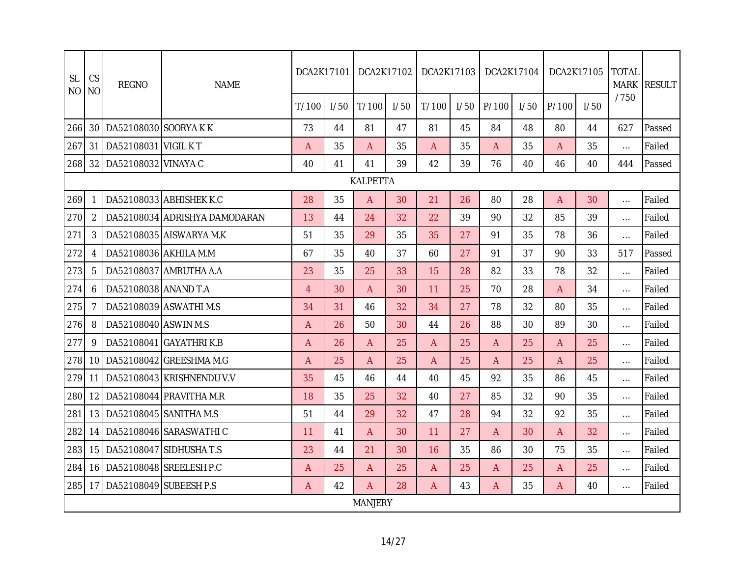| SL NO | CS NO | REGNO | NAME | DCA2K17101 | | DCA2K17102 | | DCA2K17103 | | DCA2K17104 | | DCA2K17105 | | TOTAL MARK / 750 | RESULT |
|---|---|---|---|---|---|---|---|---|---|---|---|---|---|---|---|
| | | | | T/ 100 | I/ 50 | T/ 100 | I/ 50 | T/ 100 | I/ 50 | P/ 100 | I/ 50 | P/ 100 | I/ 50 | | |
| 266 | 30 | DA52108030 | SOORYA K K | 73 | 44 | 81 | 47 | 81 | 45 | 84 | 48 | 80 | 44 | 627 | Passed |
| 267 | 31 | DA52108031 | VIGIL K T | A | 35 | A | 35 | A | 35 | A | 35 | A | 35 | ... | Failed |
| 268 | 32 | DA52108032 | VINAYA C | 40 | 41 | 41 | 39 | 42 | 39 | 76 | 40 | 46 | 40 | 444 | Passed |
| KALPETTA | | | | | | | | | | | | | | | |
| 269 | 1 | DA52108033 | ABHISHEK K.C | 28 | 35 | A | 30 | 21 | 26 | 80 | 28 | A | 30 | ... | Failed |
| 270 | 2 | DA52108034 | ADRISHYA DAMODARAN | 13 | 44 | 24 | 32 | 22 | 39 | 90 | 32 | 85 | 39 | ... | Failed |
| 271 | 3 | DA52108035 | AISWARYA M.K | 51 | 35 | 29 | 35 | 35 | 27 | 91 | 35 | 78 | 36 | ... | Failed |
| 272 | 4 | DA52108036 | AKHILA M.M | 67 | 35 | 40 | 37 | 60 | 27 | 91 | 37 | 90 | 33 | 517 | Passed |
| 273 | 5 | DA52108037 | AMRUTHA A.A | 23 | 35 | 25 | 33 | 15 | 28 | 82 | 33 | 78 | 32 | ... | Failed |
| 274 | 6 | DA52108038 | ANAND T.A | 4 | 30 | A | 30 | 11 | 25 | 70 | 28 | A | 34 | ... | Failed |
| 275 | 7 | DA52108039 | ASWATHI M.S | 34 | 31 | 46 | 32 | 34 | 27 | 78 | 32 | 80 | 35 | ... | Failed |
| 276 | 8 | DA52108040 | ASWIN M.S | A | 26 | 50 | 30 | 44 | 26 | 88 | 30 | 89 | 30 | ... | Failed |
| 277 | 9 | DA52108041 | GAYATHRI K.B | A | 26 | A | 25 | A | 25 | A | 25 | A | 25 | ... | Failed |
| 278 | 10 | DA52108042 | GREESHMA M.G | A | 25 | A | 25 | A | 25 | A | 25 | A | 25 | ... | Failed |
| 279 | 11 | DA52108043 | KRISHNENDU V.V | 35 | 45 | 46 | 44 | 40 | 45 | 92 | 35 | 86 | 45 | ... | Failed |
| 280 | 12 | DA52108044 | PRAVITHA M.R | 18 | 35 | 25 | 32 | 40 | 27 | 85 | 32 | 90 | 35 | ... | Failed |
| 281 | 13 | DA52108045 | SANITHA M.S | 51 | 44 | 29 | 32 | 47 | 28 | 94 | 32 | 92 | 35 | ... | Failed |
| 282 | 14 | DA52108046 | SARASWATHI C | 11 | 41 | A | 30 | 11 | 27 | A | 30 | A | 32 | ... | Failed |
| 283 | 15 | DA52108047 | SIDHUSHA T.S | 23 | 44 | 21 | 30 | 16 | 35 | 86 | 30 | 75 | 35 | ... | Failed |
| 284 | 16 | DA52108048 | SREELESH P.C | A | 25 | A | 25 | A | 25 | A | 25 | A | 25 | ... | Failed |
| 285 | 17 | DA52108049 | SUBEESH P.S | A | 42 | A | 28 | A | 43 | A | 35 | A | 40 | ... | Failed |
| MANJERY | | | | | | | | | | | | | | | |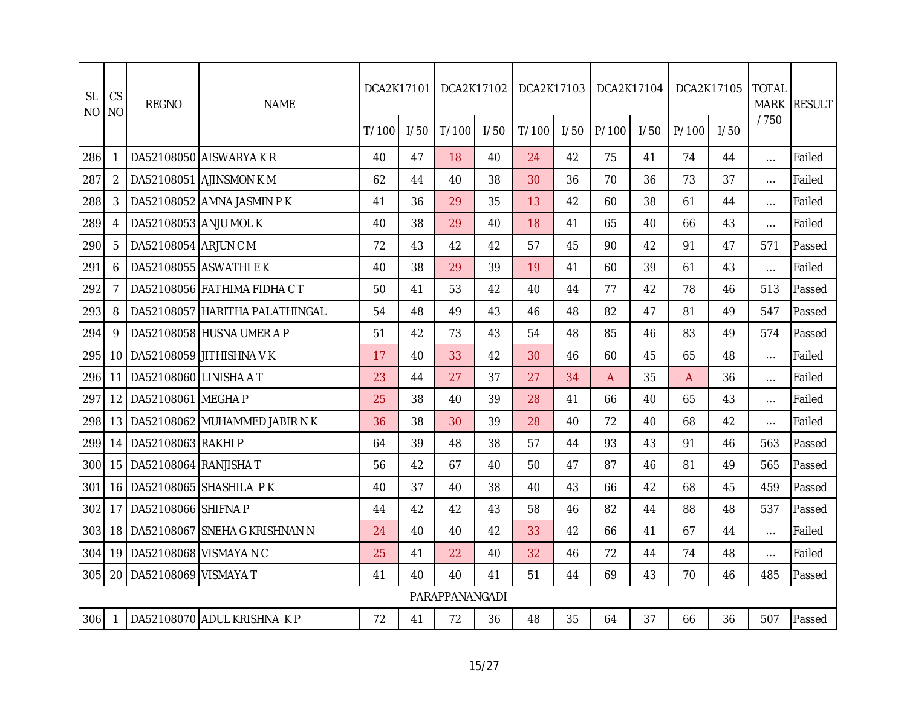| SL NO | CS NO | REGNO | NAME | DCA2K17101 | | DCA2K17102 | | DCA2K17103 | | DCA2K17104 | | DCA2K17105 | | TOTAL MARK / 750 | RESULT |
|---|---|---|---|---|---|---|---|---|---|---|---|---|---|---|---|
| | | | | T/100 | I/50 | T/100 | I/50 | T/100 | I/50 | P/100 | I/50 | P/100 | I/50 | | |
| 286 | 1 | DA52108050 | AISWARYA K R | 40 | 47 | 18 | 40 | 24 | 42 | 75 | 41 | 74 | 44 | ... | Failed |
| 287 | 2 | DA52108051 | AJINSMON K M | 62 | 44 | 40 | 38 | 30 | 36 | 70 | 36 | 73 | 37 | ... | Failed |
| 288 | 3 | DA52108052 | AMNA JASMIN P K | 41 | 36 | 29 | 35 | 13 | 42 | 60 | 38 | 61 | 44 | ... | Failed |
| 289 | 4 | DA52108053 | ANJU MOL K | 40 | 38 | 29 | 40 | 18 | 41 | 65 | 40 | 66 | 43 | ... | Failed |
| 290 | 5 | DA52108054 | ARJUN C M | 72 | 43 | 42 | 42 | 57 | 45 | 90 | 42 | 91 | 47 | 571 | Passed |
| 291 | 6 | DA52108055 | ASWATHI E K | 40 | 38 | 29 | 39 | 19 | 41 | 60 | 39 | 61 | 43 | ... | Failed |
| 292 | 7 | DA52108056 | FATHIMA FIDHA C T | 50 | 41 | 53 | 42 | 40 | 44 | 77 | 42 | 78 | 46 | 513 | Passed |
| 293 | 8 | DA52108057 | HARITHA PALATHINGAL | 54 | 48 | 49 | 43 | 46 | 48 | 82 | 47 | 81 | 49 | 547 | Passed |
| 294 | 9 | DA52108058 | HUSNA UMER A P | 51 | 42 | 73 | 43 | 54 | 48 | 85 | 46 | 83 | 49 | 574 | Passed |
| 295 | 10 | DA52108059 | JITHISHNA V K | 17 | 40 | 33 | 42 | 30 | 46 | 60 | 45 | 65 | 48 | ... | Failed |
| 296 | 11 | DA52108060 | LINISHA A T | 23 | 44 | 27 | 37 | 27 | 34 | A | 35 | A | 36 | ... | Failed |
| 297 | 12 | DA52108061 | MEGHA P | 25 | 38 | 40 | 39 | 28 | 41 | 66 | 40 | 65 | 43 | ... | Failed |
| 298 | 13 | DA52108062 | MUHAMMED JABIR N K | 36 | 38 | 30 | 39 | 28 | 40 | 72 | 40 | 68 | 42 | ... | Failed |
| 299 | 14 | DA52108063 | RAKHI P | 64 | 39 | 48 | 38 | 57 | 44 | 93 | 43 | 91 | 46 | 563 | Passed |
| 300 | 15 | DA52108064 | RANJISHA T | 56 | 42 | 67 | 40 | 50 | 47 | 87 | 46 | 81 | 49 | 565 | Passed |
| 301 | 16 | DA52108065 | SHASHILA P K | 40 | 37 | 40 | 38 | 40 | 43 | 66 | 42 | 68 | 45 | 459 | Passed |
| 302 | 17 | DA52108066 | SHIFNA P | 44 | 42 | 42 | 43 | 58 | 46 | 82 | 44 | 88 | 48 | 537 | Passed |
| 303 | 18 | DA52108067 | SNEHA G KRISHNAN N | 24 | 40 | 40 | 42 | 33 | 42 | 66 | 41 | 67 | 44 | ... | Failed |
| 304 | 19 | DA52108068 | VISMAYA N C | 25 | 41 | 22 | 40 | 32 | 46 | 72 | 44 | 74 | 48 | ... | Failed |
| 305 | 20 | DA52108069 | VISMAYA T | 41 | 40 | 40 | 41 | 51 | 44 | 69 | 43 | 70 | 46 | 485 | Passed |
| PARAPPANANGADI | | | | | | | | | | | | | | | |
| 306 | 1 | DA52108070 | ADUL KRISHNA K P | 72 | 41 | 72 | 36 | 48 | 35 | 64 | 37 | 66 | 36 | 507 | Passed |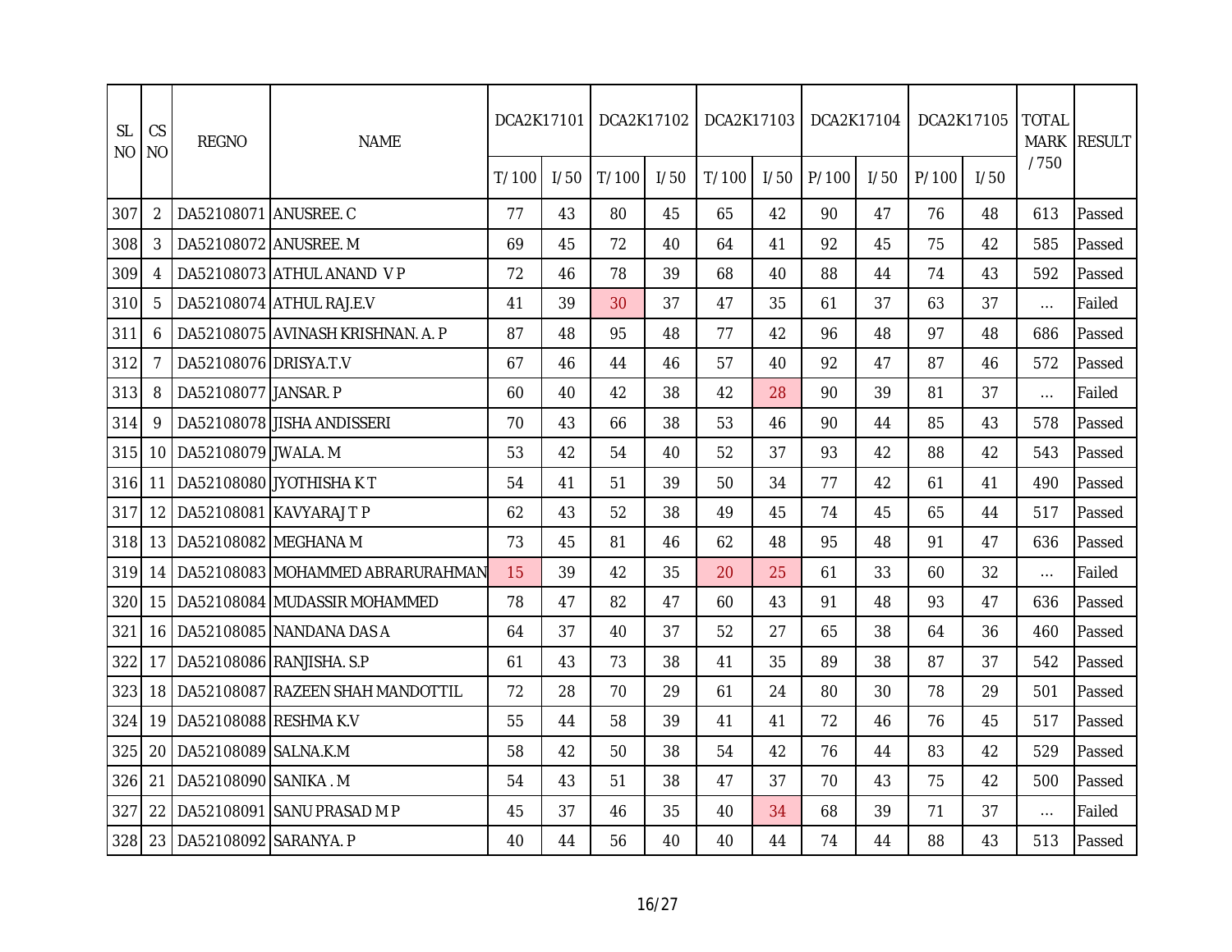| SL NO | CS NO | REGNO | NAME | DCA2K17101 | | DCA2K17102 | | DCA2K17103 | | DCA2K17104 | | DCA2K17105 | | TOTAL MARK / 750 | RESULT |
|---|---|---|---|---|---|---|---|---|---|---|---|---|---|---|---|
| | | | | T/ 100 | I/ 50 | T/ 100 | I/ 50 | T/ 100 | I/ 50 | P/ 100 | I/ 50 | P/ 100 | I/ 50 | | |
| 307 | 2 | DA52108071 | ANUSREE. C | 77 | 43 | 80 | 45 | 65 | 42 | 90 | 47 | 76 | 48 | 613 | Passed |
| 308 | 3 | DA52108072 | ANUSREE. M | 69 | 45 | 72 | 40 | 64 | 41 | 92 | 45 | 75 | 42 | 585 | Passed |
| 309 | 4 | DA52108073 | ATHUL ANAND V P | 72 | 46 | 78 | 39 | 68 | 40 | 88 | 44 | 74 | 43 | 592 | Passed |
| 310 | 5 | DA52108074 | ATHUL RAJ.E.V | 41 | 39 | 30 | 37 | 47 | 35 | 61 | 37 | 63 | 37 | ... | Failed |
| 311 | 6 | DA52108075 | AVINASH KRISHNAN. A. P | 87 | 48 | 95 | 48 | 77 | 42 | 96 | 48 | 97 | 48 | 686 | Passed |
| 312 | 7 | DA52108076 | DRISYA.T.V | 67 | 46 | 44 | 46 | 57 | 40 | 92 | 47 | 87 | 46 | 572 | Passed |
| 313 | 8 | DA52108077 | JANSAR. P | 60 | 40 | 42 | 38 | 42 | 28 | 90 | 39 | 81 | 37 | ... | Failed |
| 314 | 9 | DA52108078 | JISHA ANDISSERI | 70 | 43 | 66 | 38 | 53 | 46 | 90 | 44 | 85 | 43 | 578 | Passed |
| 315 | 10 | DA52108079 | JWALA. M | 53 | 42 | 54 | 40 | 52 | 37 | 93 | 42 | 88 | 42 | 543 | Passed |
| 316 | 11 | DA52108080 | JYOTHISHA K T | 54 | 41 | 51 | 39 | 50 | 34 | 77 | 42 | 61 | 41 | 490 | Passed |
| 317 | 12 | DA52108081 | KAVYARAJ T P | 62 | 43 | 52 | 38 | 49 | 45 | 74 | 45 | 65 | 44 | 517 | Passed |
| 318 | 13 | DA52108082 | MEGHANA M | 73 | 45 | 81 | 46 | 62 | 48 | 95 | 48 | 91 | 47 | 636 | Passed |
| 319 | 14 | DA52108083 | MOHAMMED ABRARURAHMAN | 15 | 39 | 42 | 35 | 20 | 25 | 61 | 33 | 60 | 32 | ... | Failed |
| 320 | 15 | DA52108084 | MUDASSIR MOHAMMED | 78 | 47 | 82 | 47 | 60 | 43 | 91 | 48 | 93 | 47 | 636 | Passed |
| 321 | 16 | DA52108085 | NANDANA DAS A | 64 | 37 | 40 | 37 | 52 | 27 | 65 | 38 | 64 | 36 | 460 | Passed |
| 322 | 17 | DA52108086 | RANJISHA. S.P | 61 | 43 | 73 | 38 | 41 | 35 | 89 | 38 | 87 | 37 | 542 | Passed |
| 323 | 18 | DA52108087 | RAZEEN SHAH MANDOTTIL | 72 | 28 | 70 | 29 | 61 | 24 | 80 | 30 | 78 | 29 | 501 | Passed |
| 324 | 19 | DA52108088 | RESHMA K.V | 55 | 44 | 58 | 39 | 41 | 41 | 72 | 46 | 76 | 45 | 517 | Passed |
| 325 | 20 | DA52108089 | SALNA.K.M | 58 | 42 | 50 | 38 | 54 | 42 | 76 | 44 | 83 | 42 | 529 | Passed |
| 326 | 21 | DA52108090 | SANIKA . M | 54 | 43 | 51 | 38 | 47 | 37 | 70 | 43 | 75 | 42 | 500 | Passed |
| 327 | 22 | DA52108091 | SANU PRASAD M P | 45 | 37 | 46 | 35 | 40 | 34 | 68 | 39 | 71 | 37 | ... | Failed |
| 328 | 23 | DA52108092 | SARANYA. P | 40 | 44 | 56 | 40 | 40 | 44 | 74 | 44 | 88 | 43 | 513 | Passed |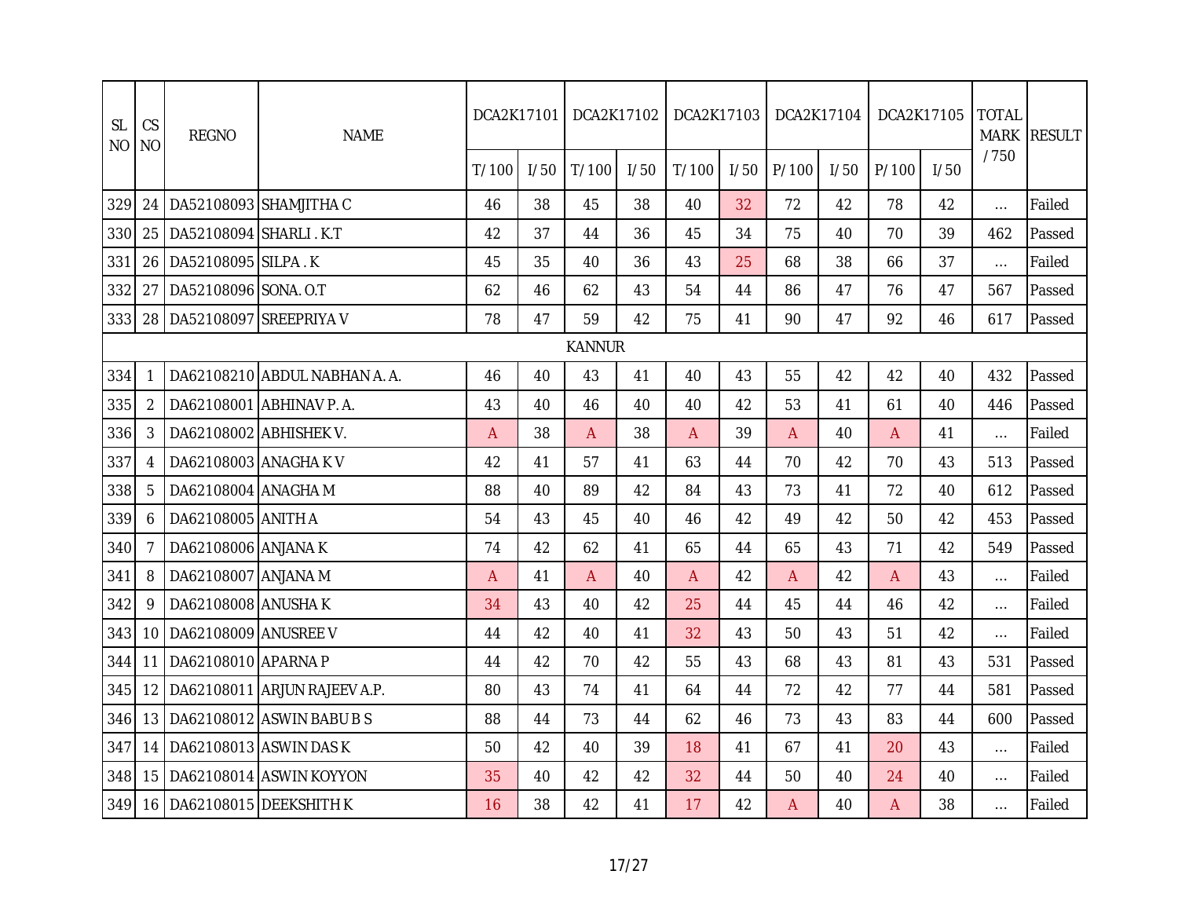| SL NO | CS NO | REGNO | NAME | DCA2K17101 | | DCA2K17102 | | DCA2K17103 | | DCA2K17104 | | DCA2K17105 | | TOTAL MARK / 750 | RESULT |
|---|---|---|---|---|---|---|---|---|---|---|---|---|---|---|---|
| | | | | T/ 100 | I/ 50 | T/ 100 | I/ 50 | T/ 100 | I/ 50 | P/ 100 | I/ 50 | P/ 100 | I/ 50 | | |
| 329 | 24 | DA52108093 | SHAMJITHA C | 46 | 38 | 45 | 38 | 40 | 32 | 72 | 42 | 78 | 42 | ... | Failed |
| 330 | 25 | DA52108094 | SHARLI . K.T | 42 | 37 | 44 | 36 | 45 | 34 | 75 | 40 | 70 | 39 | 462 | Passed |
| 331 | 26 | DA52108095 | SILPA . K | 45 | 35 | 40 | 36 | 43 | 25 | 68 | 38 | 66 | 37 | ... | Failed |
| 332 | 27 | DA52108096 | SONA. O.T | 62 | 46 | 62 | 43 | 54 | 44 | 86 | 47 | 76 | 47 | 567 | Passed |
| 333 | 28 | DA52108097 | SREEPRIYA V | 78 | 47 | 59 | 42 | 75 | 41 | 90 | 47 | 92 | 46 | 617 | Passed |
| KANNUR | | | | | | | | | | | | | | | |
| 334 | 1 | DA62108210 | ABDUL NABHAN A. A. | 46 | 40 | 43 | 41 | 40 | 43 | 55 | 42 | 42 | 40 | 432 | Passed |
| 335 | 2 | DA62108001 | ABHINAV P. A. | 43 | 40 | 46 | 40 | 40 | 42 | 53 | 41 | 61 | 40 | 446 | Passed |
| 336 | 3 | DA62108002 | ABHISHEK V. | A | 38 | A | 38 | A | 39 | A | 40 | A | 41 | ... | Failed |
| 337 | 4 | DA62108003 | ANAGHA K V | 42 | 41 | 57 | 41 | 63 | 44 | 70 | 42 | 70 | 43 | 513 | Passed |
| 338 | 5 | DA62108004 | ANAGHA M | 88 | 40 | 89 | 42 | 84 | 43 | 73 | 41 | 72 | 40 | 612 | Passed |
| 339 | 6 | DA62108005 | ANITH A | 54 | 43 | 45 | 40 | 46 | 42 | 49 | 42 | 50 | 42 | 453 | Passed |
| 340 | 7 | DA62108006 | ANJANA K | 74 | 42 | 62 | 41 | 65 | 44 | 65 | 43 | 71 | 42 | 549 | Passed |
| 341 | 8 | DA62108007 | ANJANA M | A | 41 | A | 40 | A | 42 | A | 42 | A | 43 | ... | Failed |
| 342 | 9 | DA62108008 | ANUSHA K | 34 | 43 | 40 | 42 | 25 | 44 | 45 | 44 | 46 | 42 | ... | Failed |
| 343 | 10 | DA62108009 | ANUSREE V | 44 | 42 | 40 | 41 | 32 | 43 | 50 | 43 | 51 | 42 | ... | Failed |
| 344 | 11 | DA62108010 | APARNA P | 44 | 42 | 70 | 42 | 55 | 43 | 68 | 43 | 81 | 43 | 531 | Passed |
| 345 | 12 | DA62108011 | ARJUN RAJEEV A.P. | 80 | 43 | 74 | 41 | 64 | 44 | 72 | 42 | 77 | 44 | 581 | Passed |
| 346 | 13 | DA62108012 | ASWIN BABU B S | 88 | 44 | 73 | 44 | 62 | 46 | 73 | 43 | 83 | 44 | 600 | Passed |
| 347 | 14 | DA62108013 | ASWIN DAS K | 50 | 42 | 40 | 39 | 18 | 41 | 67 | 41 | 20 | 43 | ... | Failed |
| 348 | 15 | DA62108014 | ASWIN KOYYON | 35 | 40 | 42 | 42 | 32 | 44 | 50 | 40 | 24 | 40 | ... | Failed |
| 349 | 16 | DA62108015 | DEEKSHITH K | 16 | 38 | 42 | 41 | 17 | 42 | A | 40 | A | 38 | ... | Failed |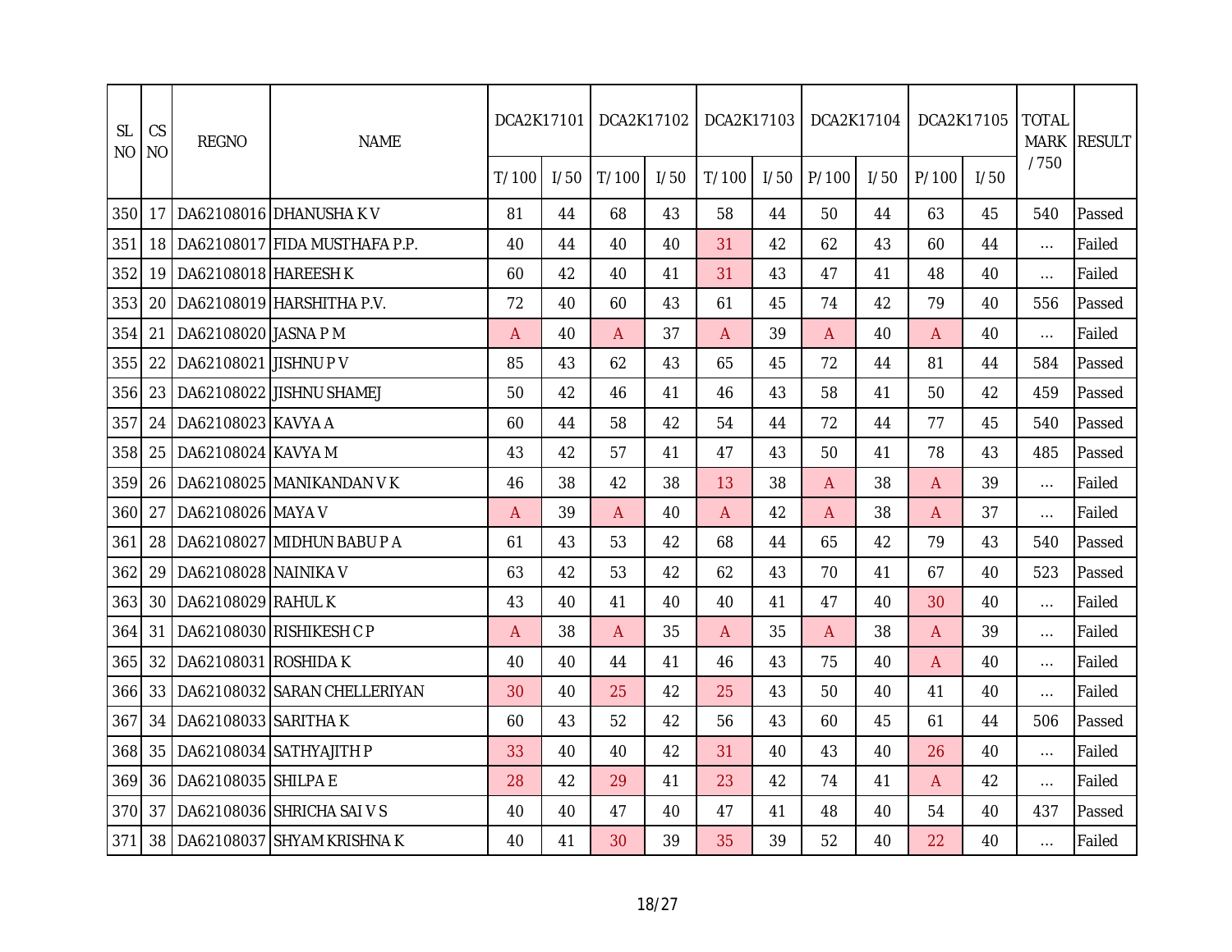| SL NO | CS NO | REGNO | NAME | DCA2K17101 | | DCA2K17102 | | DCA2K17103 | | DCA2K17104 | | DCA2K17105 | | TOTAL MARK / 750 | RESULT |
|---|---|---|---|---|---|---|---|---|---|---|---|---|---|---|---|
| | | | | T/ 100 | I/ 50 | T/ 100 | I/ 50 | T/ 100 | I/ 50 | P/ 100 | I/ 50 | P/ 100 | I/ 50 | | |
| 350 | 17 | DA62108016 | DHANUSHA K V | 81 | 44 | 68 | 43 | 58 | 44 | 50 | 44 | 63 | 45 | 540 | Passed |
| 351 | 18 | DA62108017 | FIDA MUSTHAFA P.P. | 40 | 44 | 40 | 40 | 31 | 42 | 62 | 43 | 60 | 44 | ... | Failed |
| 352 | 19 | DA62108018 | HAREESH K | 60 | 42 | 40 | 41 | 31 | 43 | 47 | 41 | 48 | 40 | ... | Failed |
| 353 | 20 | DA62108019 | HARSHITHA P.V. | 72 | 40 | 60 | 43 | 61 | 45 | 74 | 42 | 79 | 40 | 556 | Passed |
| 354 | 21 | DA62108020 | JASNA P M | A | 40 | A | 37 | A | 39 | A | 40 | A | 40 | ... | Failed |
| 355 | 22 | DA62108021 | JISHNU P V | 85 | 43 | 62 | 43 | 65 | 45 | 72 | 44 | 81 | 44 | 584 | Passed |
| 356 | 23 | DA62108022 | JISHNU SHAMEJ | 50 | 42 | 46 | 41 | 46 | 43 | 58 | 41 | 50 | 42 | 459 | Passed |
| 357 | 24 | DA62108023 | KAVYA A | 60 | 44 | 58 | 42 | 54 | 44 | 72 | 44 | 77 | 45 | 540 | Passed |
| 358 | 25 | DA62108024 | KAVYA M | 43 | 42 | 57 | 41 | 47 | 43 | 50 | 41 | 78 | 43 | 485 | Passed |
| 359 | 26 | DA62108025 | MANIKANDAN V K | 46 | 38 | 42 | 38 | 13 | 38 | A | 38 | A | 39 | ... | Failed |
| 360 | 27 | DA62108026 | MAYA V | A | 39 | A | 40 | A | 42 | A | 38 | A | 37 | ... | Failed |
| 361 | 28 | DA62108027 | MIDHUN BABU P A | 61 | 43 | 53 | 42 | 68 | 44 | 65 | 42 | 79 | 43 | 540 | Passed |
| 362 | 29 | DA62108028 | NAINIKA V | 63 | 42 | 53 | 42 | 62 | 43 | 70 | 41 | 67 | 40 | 523 | Passed |
| 363 | 30 | DA62108029 | RAHUL K | 43 | 40 | 41 | 40 | 40 | 41 | 47 | 40 | 30 | 40 | ... | Failed |
| 364 | 31 | DA62108030 | RISHIKESH C P | A | 38 | A | 35 | A | 35 | A | 38 | A | 39 | ... | Failed |
| 365 | 32 | DA62108031 | ROSHIDA K | 40 | 40 | 44 | 41 | 46 | 43 | 75 | 40 | A | 40 | ... | Failed |
| 366 | 33 | DA62108032 | SARAN CHELLERIYAN | 30 | 40 | 25 | 42 | 25 | 43 | 50 | 40 | 41 | 40 | ... | Failed |
| 367 | 34 | DA62108033 | SARITHA K | 60 | 43 | 52 | 42 | 56 | 43 | 60 | 45 | 61 | 44 | 506 | Passed |
| 368 | 35 | DA62108034 | SATHYAJITH P | 33 | 40 | 40 | 42 | 31 | 40 | 43 | 40 | 26 | 40 | ... | Failed |
| 369 | 36 | DA62108035 | SHILPA E | 28 | 42 | 29 | 41 | 23 | 42 | 74 | 41 | A | 42 | ... | Failed |
| 370 | 37 | DA62108036 | SHRICHA SAI V S | 40 | 40 | 47 | 40 | 47 | 41 | 48 | 40 | 54 | 40 | 437 | Passed |
| 371 | 38 | DA62108037 | SHYAM KRISHNA K | 40 | 41 | 30 | 39 | 35 | 39 | 52 | 40 | 22 | 40 | ... | Failed |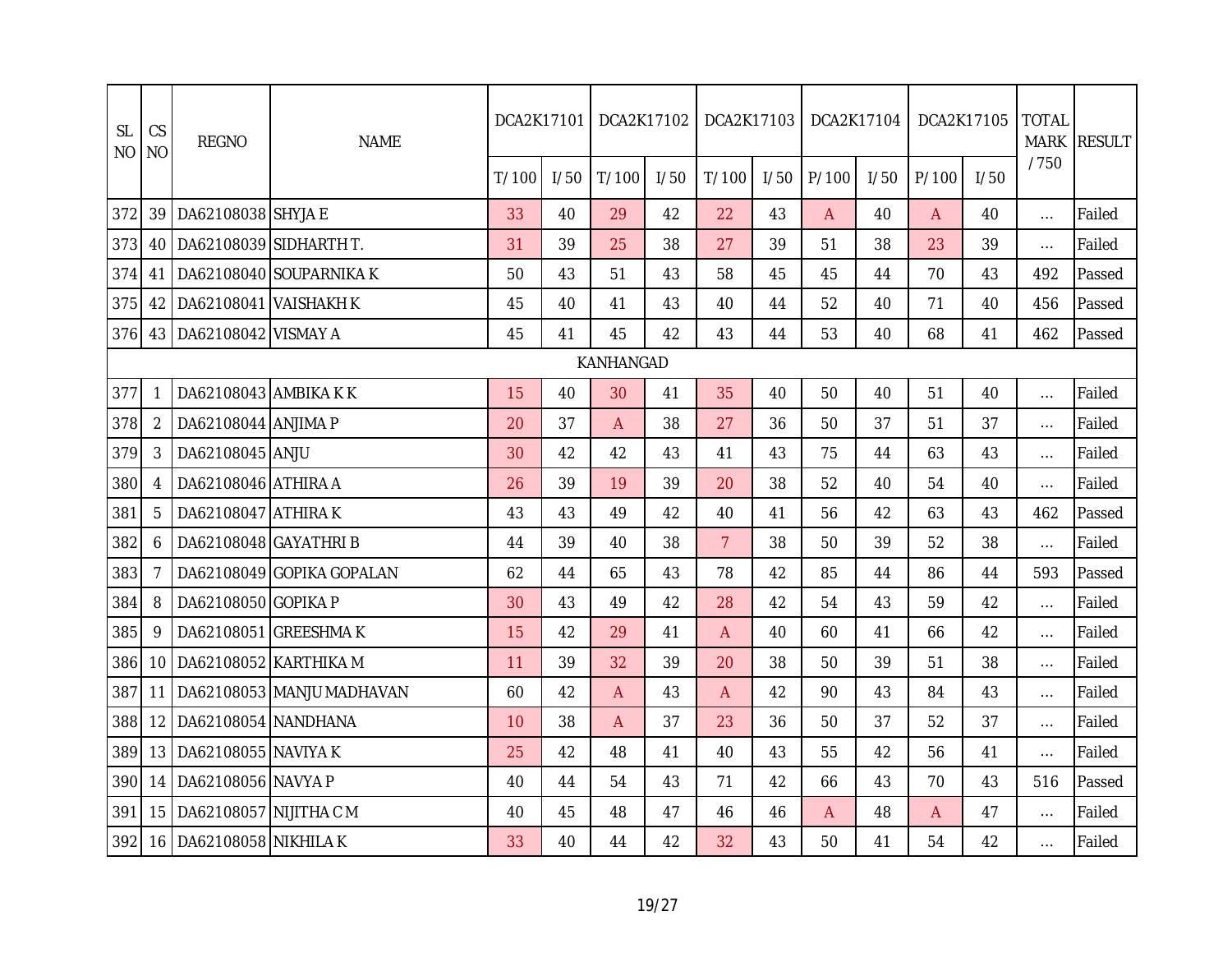| SL NO | CS NO | REGNO | NAME | DCA2K17101 | | DCA2K17102 | | DCA2K17103 | | DCA2K17104 | | DCA2K17105 | | TOTAL MARK / 750 | RESULT |
|---|---|---|---|---|---|---|---|---|---|---|---|---|---|---|---|
| | | | | T/ 100 | I/ 50 | T/ 100 | I/ 50 | T/ 100 | I/ 50 | P/ 100 | I/ 50 | P/ 100 | I/ 50 | | |
| 372 | 39 | DA62108038 | SHYJA E | 33 | 40 | 29 | 42 | 22 | 43 | A | 40 | A | 40 | ... | Failed |
| 373 | 40 | DA62108039 | SIDHARTH T. | 31 | 39 | 25 | 38 | 27 | 39 | 51 | 38 | 23 | 39 | ... | Failed |
| 374 | 41 | DA62108040 | SOUPARNIKA K | 50 | 43 | 51 | 43 | 58 | 45 | 45 | 44 | 70 | 43 | 492 | Passed |
| 375 | 42 | DA62108041 | VAISHAKH K | 45 | 40 | 41 | 43 | 40 | 44 | 52 | 40 | 71 | 40 | 456 | Passed |
| 376 | 43 | DA62108042 | VISMAY A | 45 | 41 | 45 | 42 | 43 | 44 | 53 | 40 | 68 | 41 | 462 | Passed |
| KANHANGAD | | | | | | | | | | | | | | | |
| 377 | 1 | DA62108043 | AMBIKA K K | 15 | 40 | 30 | 41 | 35 | 40 | 50 | 40 | 51 | 40 | ... | Failed |
| 378 | 2 | DA62108044 | ANJIMA P | 20 | 37 | A | 38 | 27 | 36 | 50 | 37 | 51 | 37 | ... | Failed |
| 379 | 3 | DA62108045 | ANJU | 30 | 42 | 42 | 43 | 41 | 43 | 75 | 44 | 63 | 43 | ... | Failed |
| 380 | 4 | DA62108046 | ATHIRA A | 26 | 39 | 19 | 39 | 20 | 38 | 52 | 40 | 54 | 40 | ... | Failed |
| 381 | 5 | DA62108047 | ATHIRA K | 43 | 43 | 49 | 42 | 40 | 41 | 56 | 42 | 63 | 43 | 462 | Passed |
| 382 | 6 | DA62108048 | GAYATHRI B | 44 | 39 | 40 | 38 | 7 | 38 | 50 | 39 | 52 | 38 | ... | Failed |
| 383 | 7 | DA62108049 | GOPIKA GOPALAN | 62 | 44 | 65 | 43 | 78 | 42 | 85 | 44 | 86 | 44 | 593 | Passed |
| 384 | 8 | DA62108050 | GOPIKA P | 30 | 43 | 49 | 42 | 28 | 42 | 54 | 43 | 59 | 42 | ... | Failed |
| 385 | 9 | DA62108051 | GREESHMA K | 15 | 42 | 29 | 41 | A | 40 | 60 | 41 | 66 | 42 | ... | Failed |
| 386 | 10 | DA62108052 | KARTHIKA M | 11 | 39 | 32 | 39 | 20 | 38 | 50 | 39 | 51 | 38 | ... | Failed |
| 387 | 11 | DA62108053 | MANJU MADHAVAN | 60 | 42 | A | 43 | A | 42 | 90 | 43 | 84 | 43 | ... | Failed |
| 388 | 12 | DA62108054 | NANDHANA | 10 | 38 | A | 37 | 23 | 36 | 50 | 37 | 52 | 37 | ... | Failed |
| 389 | 13 | DA62108055 | NAVIYA K | 25 | 42 | 48 | 41 | 40 | 43 | 55 | 42 | 56 | 41 | ... | Failed |
| 390 | 14 | DA62108056 | NAVYA P | 40 | 44 | 54 | 43 | 71 | 42 | 66 | 43 | 70 | 43 | 516 | Passed |
| 391 | 15 | DA62108057 | NIJITHA C M | 40 | 45 | 48 | 47 | 46 | 46 | A | 48 | A | 47 | ... | Failed |
| 392 | 16 | DA62108058 | NIKHILA K | 33 | 40 | 44 | 42 | 32 | 43 | 50 | 41 | 54 | 42 | ... | Failed |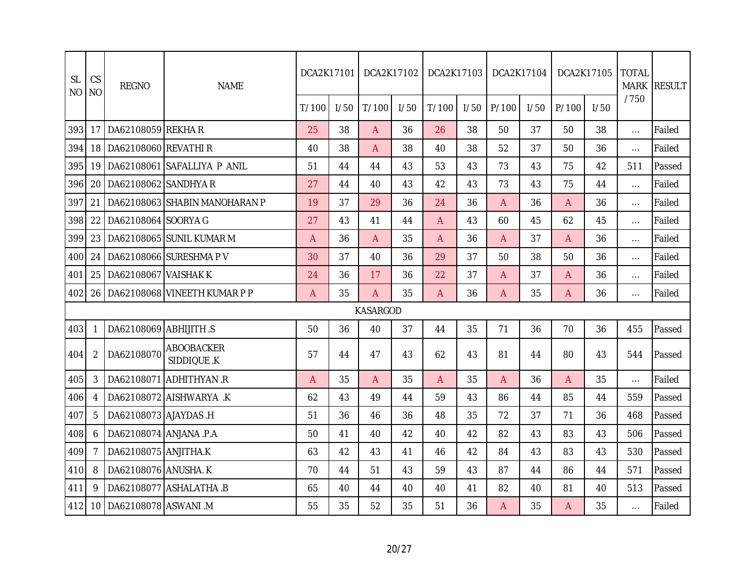| SL NO | CS NO | REGNO | NAME | DCA2K17101 | | DCA2K17102 | | DCA2K17103 | | DCA2K17104 | | DCA2K17105 | | TOTAL MARK / 750 | RESULT |
|---|---|---|---|---|---|---|---|---|---|---|---|---|---|---|---|
| | | | | T/ 100 | I/ 50 | T/ 100 | I/ 50 | T/ 100 | I/ 50 | P/ 100 | I/ 50 | P/ 100 | I/ 50 | | |
| 393 | 17 | DA62108059 | REKHA R | 25 | 38 | A | 36 | 26 | 38 | 50 | 37 | 50 | 38 | ... | Failed |
| 394 | 18 | DA62108060 | REVATHI R | 40 | 38 | A | 38 | 40 | 38 | 52 | 37 | 50 | 36 | ... | Failed |
| 395 | 19 | DA62108061 | SAFALLIYA P ANIL | 51 | 44 | 44 | 43 | 53 | 43 | 73 | 43 | 75 | 42 | 511 | Passed |
| 396 | 20 | DA62108062 | SANDHYA R | 27 | 44 | 40 | 43 | 42 | 43 | 73 | 43 | 75 | 44 | ... | Failed |
| 397 | 21 | DA62108063 | SHABIN MANOHARAN P | 19 | 37 | 29 | 36 | 24 | 36 | A | 36 | A | 36 | ... | Failed |
| 398 | 22 | DA62108064 | SOORYA G | 27 | 43 | 41 | 44 | A | 43 | 60 | 45 | 62 | 45 | ... | Failed |
| 399 | 23 | DA62108065 | SUNIL KUMAR M | A | 36 | A | 35 | A | 36 | A | 37 | A | 36 | ... | Failed |
| 400 | 24 | DA62108066 | SURESHMA P V | 30 | 37 | 40 | 36 | 29 | 37 | 50 | 38 | 50 | 36 | ... | Failed |
| 401 | 25 | DA62108067 | VAISHAK K | 24 | 36 | 17 | 36 | 22 | 37 | A | 37 | A | 36 | ... | Failed |
| 402 | 26 | DA62108068 | VINEETH KUMAR P P | A | 35 | A | 35 | A | 36 | A | 35 | A | 36 | ... | Failed |
| KASARGOD | | | | | | | | | | | | | | | |
| 403 | 1 | DA62108069 | ABHIJITH .S | 50 | 36 | 40 | 37 | 44 | 35 | 71 | 36 | 70 | 36 | 455 | Passed |
| 404 | 2 | DA62108070 | ABOOBACKER SIDDIQUE .K | 57 | 44 | 47 | 43 | 62 | 43 | 81 | 44 | 80 | 43 | 544 | Passed |
| 405 | 3 | DA62108071 | ADHITHYAN .R | A | 35 | A | 35 | A | 35 | A | 36 | A | 35 | ... | Failed |
| 406 | 4 | DA62108072 | AISHWARYA .K | 62 | 43 | 49 | 44 | 59 | 43 | 86 | 44 | 85 | 44 | 559 | Passed |
| 407 | 5 | DA62108073 | AJAYDAS .H | 51 | 36 | 46 | 36 | 48 | 35 | 72 | 37 | 71 | 36 | 468 | Passed |
| 408 | 6 | DA62108074 | ANJANA .P.A | 50 | 41 | 40 | 42 | 40 | 42 | 82 | 43 | 83 | 43 | 506 | Passed |
| 409 | 7 | DA62108075 | ANJITHA.K | 63 | 42 | 43 | 41 | 46 | 42 | 84 | 43 | 83 | 43 | 530 | Passed |
| 410 | 8 | DA62108076 | ANUSHA. K | 70 | 44 | 51 | 43 | 59 | 43 | 87 | 44 | 86 | 44 | 571 | Passed |
| 411 | 9 | DA62108077 | ASHALATHA .B | 65 | 40 | 44 | 40 | 40 | 41 | 82 | 40 | 81 | 40 | 513 | Passed |
| 412 | 10 | DA62108078 | ASWANI .M | 55 | 35 | 52 | 35 | 51 | 36 | A | 35 | A | 35 | ... | Failed |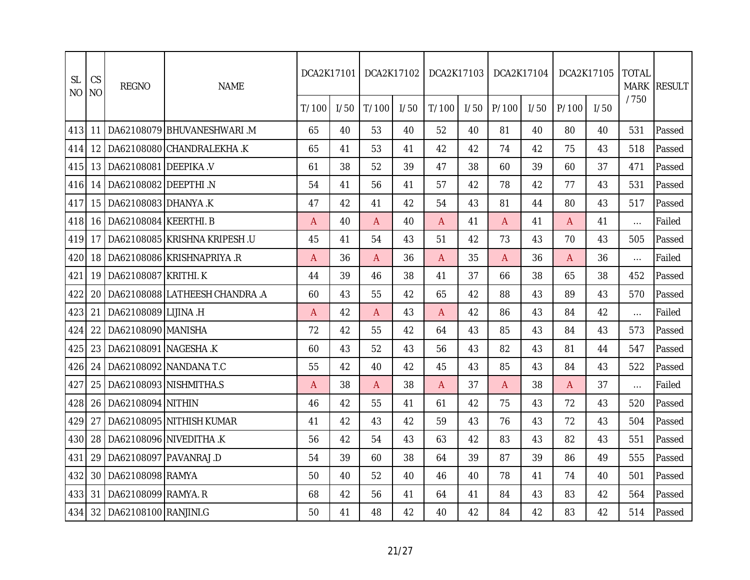| SL NO | CS NO | REGNO | NAME | DCA2K17101 | | DCA2K17102 | | DCA2K17103 | | DCA2K17104 | | DCA2K17105 | | TOTAL MARK / 750 | RESULT |
|---|---|---|---|---|---|---|---|---|---|---|---|---|---|---|---|
| | | | | T/ 100 | I/ 50 | T/ 100 | I/ 50 | T/ 100 | I/ 50 | P/ 100 | I/ 50 | P/ 100 | I/ 50 | | |
| 413 | 11 | DA62108079 | BHUVANESHWARI .M | 65 | 40 | 53 | 40 | 52 | 40 | 81 | 40 | 80 | 40 | 531 | Passed |
| 414 | 12 | DA62108080 | CHANDRALEKHA .K | 65 | 41 | 53 | 41 | 42 | 42 | 74 | 42 | 75 | 43 | 518 | Passed |
| 415 | 13 | DA62108081 | DEEPIKA .V | 61 | 38 | 52 | 39 | 47 | 38 | 60 | 39 | 60 | 37 | 471 | Passed |
| 416 | 14 | DA62108082 | DEEPTHI .N | 54 | 41 | 56 | 41 | 57 | 42 | 78 | 42 | 77 | 43 | 531 | Passed |
| 417 | 15 | DA62108083 | DHANYA .K | 47 | 42 | 41 | 42 | 54 | 43 | 81 | 44 | 80 | 43 | 517 | Passed |
| 418 | 16 | DA62108084 | KEERTHI. B | A | 40 | A | 40 | A | 41 | A | 41 | A | 41 | ... | Failed |
| 419 | 17 | DA62108085 | KRISHNA KRIPESH .U | 45 | 41 | 54 | 43 | 51 | 42 | 73 | 43 | 70 | 43 | 505 | Passed |
| 420 | 18 | DA62108086 | KRISHNAPRIYA .R | A | 36 | A | 36 | A | 35 | A | 36 | A | 36 | ... | Failed |
| 421 | 19 | DA62108087 | KRITHI. K | 44 | 39 | 46 | 38 | 41 | 37 | 66 | 38 | 65 | 38 | 452 | Passed |
| 422 | 20 | DA62108088 | LATHEESH CHANDRA .A | 60 | 43 | 55 | 42 | 65 | 42 | 88 | 43 | 89 | 43 | 570 | Passed |
| 423 | 21 | DA62108089 | LIJINA .H | A | 42 | A | 43 | A | 42 | 86 | 43 | 84 | 42 | ... | Failed |
| 424 | 22 | DA62108090 | MANISHA | 72 | 42 | 55 | 42 | 64 | 43 | 85 | 43 | 84 | 43 | 573 | Passed |
| 425 | 23 | DA62108091 | NAGESHA .K | 60 | 43 | 52 | 43 | 56 | 43 | 82 | 43 | 81 | 44 | 547 | Passed |
| 426 | 24 | DA62108092 | NANDANA T.C | 55 | 42 | 40 | 42 | 45 | 43 | 85 | 43 | 84 | 43 | 522 | Passed |
| 427 | 25 | DA62108093 | NISHMITHA.S | A | 38 | A | 38 | A | 37 | A | 38 | A | 37 | ... | Failed |
| 428 | 26 | DA62108094 | NITHIN | 46 | 42 | 55 | 41 | 61 | 42 | 75 | 43 | 72 | 43 | 520 | Passed |
| 429 | 27 | DA62108095 | NITHISH KUMAR | 41 | 42 | 43 | 42 | 59 | 43 | 76 | 43 | 72 | 43 | 504 | Passed |
| 430 | 28 | DA62108096 | NIVEDITHA .K | 56 | 42 | 54 | 43 | 63 | 42 | 83 | 43 | 82 | 43 | 551 | Passed |
| 431 | 29 | DA62108097 | PAVANRAJ .D | 54 | 39 | 60 | 38 | 64 | 39 | 87 | 39 | 86 | 49 | 555 | Passed |
| 432 | 30 | DA62108098 | RAMYA | 50 | 40 | 52 | 40 | 46 | 40 | 78 | 41 | 74 | 40 | 501 | Passed |
| 433 | 31 | DA62108099 | RAMYA. R | 68 | 42 | 56 | 41 | 64 | 41 | 84 | 43 | 83 | 42 | 564 | Passed |
| 434 | 32 | DA62108100 | RANJINI.G | 50 | 41 | 48 | 42 | 40 | 42 | 84 | 42 | 83 | 42 | 514 | Passed |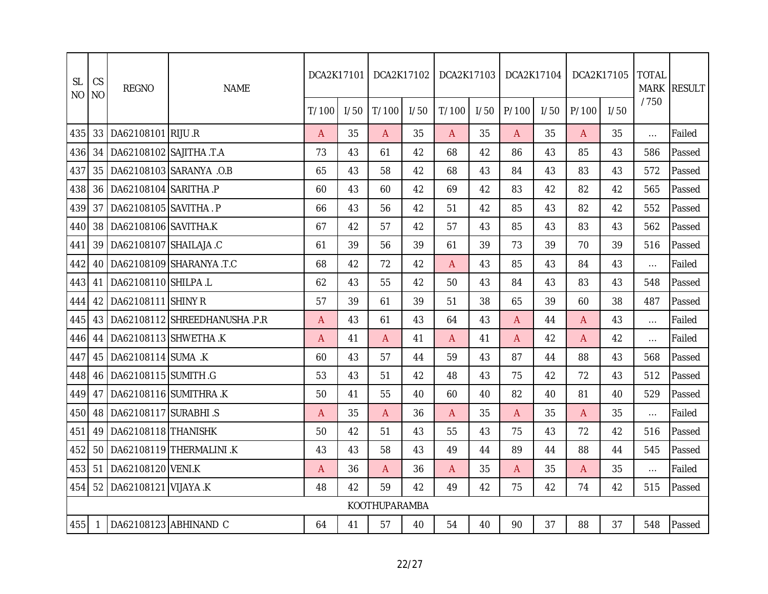| SL NO | CS NO | REGNO | NAME | DCA2K17101 | | DCA2K17102 | | DCA2K17103 | | DCA2K17104 | | DCA2K17105 | | TOTAL MARK / 750 | RESULT |
|---|---|---|---|---|---|---|---|---|---|---|---|---|---|---|---|
| | | | | T/ 100 | I/ 50 | T/ 100 | I/ 50 | T/ 100 | I/ 50 | P/ 100 | I/ 50 | P/ 100 | I/ 50 | | |
| 435 | 33 | DA62108101 | RIJU .R | A | 35 | A | 35 | A | 35 | A | 35 | A | 35 | ... | Failed |
| 436 | 34 | DA62108102 | SAJITHA .T.A | 73 | 43 | 61 | 42 | 68 | 42 | 86 | 43 | 85 | 43 | 586 | Passed |
| 437 | 35 | DA62108103 | SARANYA .O.B | 65 | 43 | 58 | 42 | 68 | 43 | 84 | 43 | 83 | 43 | 572 | Passed |
| 438 | 36 | DA62108104 | SARITHA .P | 60 | 43 | 60 | 42 | 69 | 42 | 83 | 42 | 82 | 42 | 565 | Passed |
| 439 | 37 | DA62108105 | SAVITHA . P | 66 | 43 | 56 | 42 | 51 | 42 | 85 | 43 | 82 | 42 | 552 | Passed |
| 440 | 38 | DA62108106 | SAVITHA.K | 67 | 42 | 57 | 42 | 57 | 43 | 85 | 43 | 83 | 43 | 562 | Passed |
| 441 | 39 | DA62108107 | SHAILAJA .C | 61 | 39 | 56 | 39 | 61 | 39 | 73 | 39 | 70 | 39 | 516 | Passed |
| 442 | 40 | DA62108109 | SHARANYA .T.C | 68 | 42 | 72 | 42 | A | 43 | 85 | 43 | 84 | 43 | ... | Failed |
| 443 | 41 | DA62108110 | SHILPA .L | 62 | 43 | 55 | 42 | 50 | 43 | 84 | 43 | 83 | 43 | 548 | Passed |
| 444 | 42 | DA62108111 | SHINY R | 57 | 39 | 61 | 39 | 51 | 38 | 65 | 39 | 60 | 38 | 487 | Passed |
| 445 | 43 | DA62108112 | SHREEDHANUSHA .P.R | A | 43 | 61 | 43 | 64 | 43 | A | 44 | A | 43 | ... | Failed |
| 446 | 44 | DA62108113 | SHWETHA .K | A | 41 | A | 41 | A | 41 | A | 42 | A | 42 | ... | Failed |
| 447 | 45 | DA62108114 | SUMA .K | 60 | 43 | 57 | 44 | 59 | 43 | 87 | 44 | 88 | 43 | 568 | Passed |
| 448 | 46 | DA62108115 | SUMITH .G | 53 | 43 | 51 | 42 | 48 | 43 | 75 | 42 | 72 | 43 | 512 | Passed |
| 449 | 47 | DA62108116 | SUMITHRA .K | 50 | 41 | 55 | 40 | 60 | 40 | 82 | 40 | 81 | 40 | 529 | Passed |
| 450 | 48 | DA62108117 | SURABHI .S | A | 35 | A | 36 | A | 35 | A | 35 | A | 35 | ... | Failed |
| 451 | 49 | DA62108118 | THANISHK | 50 | 42 | 51 | 43 | 55 | 43 | 75 | 43 | 72 | 42 | 516 | Passed |
| 452 | 50 | DA62108119 | THERMALINI .K | 43 | 43 | 58 | 43 | 49 | 44 | 89 | 44 | 88 | 44 | 545 | Passed |
| 453 | 51 | DA62108120 | VENI.K | A | 36 | A | 36 | A | 35 | A | 35 | A | 35 | ... | Failed |
| 454 | 52 | DA62108121 | VIJAYA .K | 48 | 42 | 59 | 42 | 49 | 42 | 75 | 42 | 74 | 42 | 515 | Passed |
| KOOTHUPARAMBA | | | | | | | | | | | | | | | |
| 455 | 1 | DA62108123 | ABHINAND C | 64 | 41 | 57 | 40 | 54 | 40 | 90 | 37 | 88 | 37 | 548 | Passed |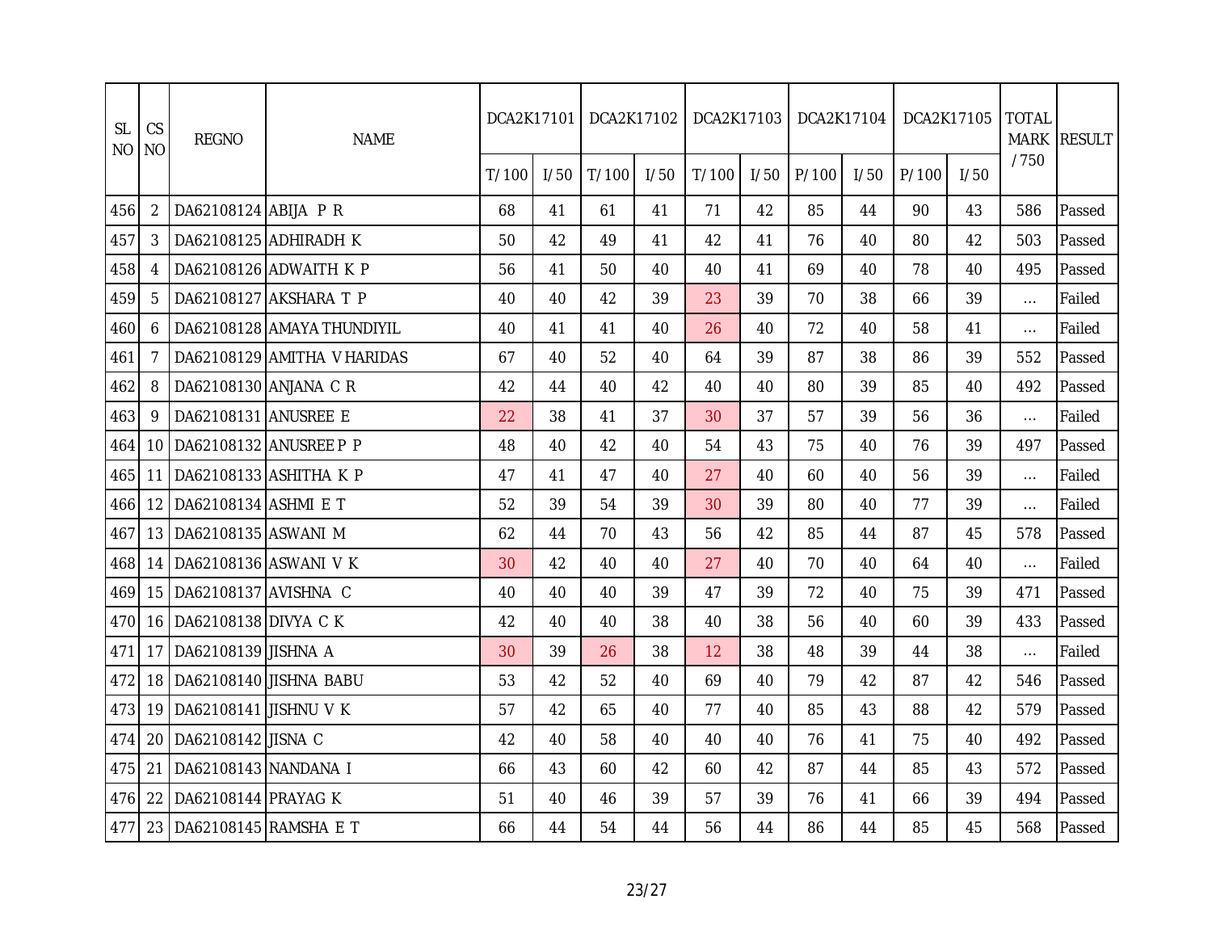| SL NO | CS NO | REGNO | NAME | DCA2K17101 | | DCA2K17102 | | DCA2K17103 | | DCA2K17104 | | DCA2K17105 | | TOTAL MARK /750 | RESULT |
|---|---|---|---|---|---|---|---|---|---|---|---|---|---|---|---|
| | | | | T/100 | I/50 | T/100 | I/50 | T/100 | I/50 | P/100 | I/50 | P/100 | I/50 | | |
| 456 | 2 | DA62108124 | ABIJA P R | 68 | 41 | 61 | 41 | 71 | 42 | 85 | 44 | 90 | 43 | 586 | Passed |
| 457 | 3 | DA62108125 | ADHIRADH K | 50 | 42 | 49 | 41 | 42 | 41 | 76 | 40 | 80 | 42 | 503 | Passed |
| 458 | 4 | DA62108126 | ADWAITH K P | 56 | 41 | 50 | 40 | 40 | 41 | 69 | 40 | 78 | 40 | 495 | Passed |
| 459 | 5 | DA62108127 | AKSHARA T P | 40 | 40 | 42 | 39 | 23 | 39 | 70 | 38 | 66 | 39 | ... | Failed |
| 460 | 6 | DA62108128 | AMAYA THUNDIYIL | 40 | 41 | 41 | 40 | 26 | 40 | 72 | 40 | 58 | 41 | ... | Failed |
| 461 | 7 | DA62108129 | AMITHA V HARIDAS | 67 | 40 | 52 | 40 | 64 | 39 | 87 | 38 | 86 | 39 | 552 | Passed |
| 462 | 8 | DA62108130 | ANJANA C R | 42 | 44 | 40 | 42 | 40 | 40 | 80 | 39 | 85 | 40 | 492 | Passed |
| 463 | 9 | DA62108131 | ANUSREE E | 22 | 38 | 41 | 37 | 30 | 37 | 57 | 39 | 56 | 36 | ... | Failed |
| 464 | 10 | DA62108132 | ANUSREE P P | 48 | 40 | 42 | 40 | 54 | 43 | 75 | 40 | 76 | 39 | 497 | Passed |
| 465 | 11 | DA62108133 | ASHITHA K P | 47 | 41 | 47 | 40 | 27 | 40 | 60 | 40 | 56 | 39 | ... | Failed |
| 466 | 12 | DA62108134 | ASHMI E T | 52 | 39 | 54 | 39 | 30 | 39 | 80 | 40 | 77 | 39 | ... | Failed |
| 467 | 13 | DA62108135 | ASWANI M | 62 | 44 | 70 | 43 | 56 | 42 | 85 | 44 | 87 | 45 | 578 | Passed |
| 468 | 14 | DA62108136 | ASWANI V K | 30 | 42 | 40 | 40 | 27 | 40 | 70 | 40 | 64 | 40 | ... | Failed |
| 469 | 15 | DA62108137 | AVISHNA C | 40 | 40 | 40 | 39 | 47 | 39 | 72 | 40 | 75 | 39 | 471 | Passed |
| 470 | 16 | DA62108138 | DIVYA C K | 42 | 40 | 40 | 38 | 40 | 38 | 56 | 40 | 60 | 39 | 433 | Passed |
| 471 | 17 | DA62108139 | JISHNA A | 30 | 39 | 26 | 38 | 12 | 38 | 48 | 39 | 44 | 38 | ... | Failed |
| 472 | 18 | DA62108140 | JISHNA BABU | 53 | 42 | 52 | 40 | 69 | 40 | 79 | 42 | 87 | 42 | 546 | Passed |
| 473 | 19 | DA62108141 | JISHNU V K | 57 | 42 | 65 | 40 | 77 | 40 | 85 | 43 | 88 | 42 | 579 | Passed |
| 474 | 20 | DA62108142 | JISNA C | 42 | 40 | 58 | 40 | 40 | 40 | 76 | 41 | 75 | 40 | 492 | Passed |
| 475 | 21 | DA62108143 | NANDANA I | 66 | 43 | 60 | 42 | 60 | 42 | 87 | 44 | 85 | 43 | 572 | Passed |
| 476 | 22 | DA62108144 | PRAYAG K | 51 | 40 | 46 | 39 | 57 | 39 | 76 | 41 | 66 | 39 | 494 | Passed |
| 477 | 23 | DA62108145 | RAMSHA E T | 66 | 44 | 54 | 44 | 56 | 44 | 86 | 44 | 85 | 45 | 568 | Passed |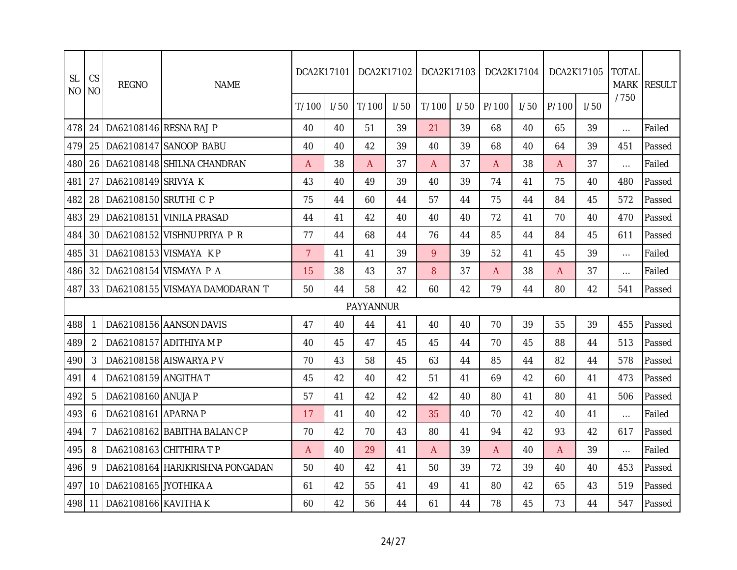| SL NO | CS NO | REGNO | NAME | DCA2K17101 | | DCA2K17102 | | DCA2K17103 | | DCA2K17104 | | DCA2K17105 | | TOTAL MARK / 750 | RESULT |
|---|---|---|---|---|---|---|---|---|---|---|---|---|---|---|---|
| | | | | T/ 100 | I/ 50 | T/ 100 | I/ 50 | T/ 100 | I/ 50 | P/ 100 | I/ 50 | P/ 100 | I/ 50 | | |
| 478 | 24 | DA62108146 | RESNA RAJ P | 40 | 40 | 51 | 39 | 21 | 39 | 68 | 40 | 65 | 39 | ... | Failed |
| 479 | 25 | DA62108147 | SANOOP BABU | 40 | 40 | 42 | 39 | 40 | 39 | 68 | 40 | 64 | 39 | 451 | Passed |
| 480 | 26 | DA62108148 | SHILNA CHANDRAN | A | 38 | A | 37 | A | 37 | A | 38 | A | 37 | ... | Failed |
| 481 | 27 | DA62108149 | SRIVYA K | 43 | 40 | 49 | 39 | 40 | 39 | 74 | 41 | 75 | 40 | 480 | Passed |
| 482 | 28 | DA62108150 | SRUTHI C P | 75 | 44 | 60 | 44 | 57 | 44 | 75 | 44 | 84 | 45 | 572 | Passed |
| 483 | 29 | DA62108151 | VINILA PRASAD | 44 | 41 | 42 | 40 | 40 | 40 | 72 | 41 | 70 | 40 | 470 | Passed |
| 484 | 30 | DA62108152 | VISHNU PRIYA P R | 77 | 44 | 68 | 44 | 76 | 44 | 85 | 44 | 84 | 45 | 611 | Passed |
| 485 | 31 | DA62108153 | VISMAYA K P | 7 | 41 | 41 | 39 | 9 | 39 | 52 | 41 | 45 | 39 | ... | Failed |
| 486 | 32 | DA62108154 | VISMAYA P A | 15 | 38 | 43 | 37 | 8 | 37 | A | 38 | A | 37 | ... | Failed |
| 487 | 33 | DA62108155 | VISMAYA DAMODARAN T | 50 | 44 | 58 | 42 | 60 | 42 | 79 | 44 | 80 | 42 | 541 | Passed |
| PAYYANNUR | | | | | | | | | | | | | | | |
| 488 | 1 | DA62108156 | AANSON DAVIS | 47 | 40 | 44 | 41 | 40 | 40 | 70 | 39 | 55 | 39 | 455 | Passed |
| 489 | 2 | DA62108157 | ADITHIYA M P | 40 | 45 | 47 | 45 | 45 | 44 | 70 | 45 | 88 | 44 | 513 | Passed |
| 490 | 3 | DA62108158 | AISWARYA P V | 70 | 43 | 58 | 45 | 63 | 44 | 85 | 44 | 82 | 44 | 578 | Passed |
| 491 | 4 | DA62108159 | ANGITHA T | 45 | 42 | 40 | 42 | 51 | 41 | 69 | 42 | 60 | 41 | 473 | Passed |
| 492 | 5 | DA62108160 | ANUJA P | 57 | 41 | 42 | 42 | 42 | 40 | 80 | 41 | 80 | 41 | 506 | Passed |
| 493 | 6 | DA62108161 | APARNA P | 17 | 41 | 40 | 42 | 35 | 40 | 70 | 42 | 40 | 41 | ... | Failed |
| 494 | 7 | DA62108162 | BABITHA BALAN C P | 70 | 42 | 70 | 43 | 80 | 41 | 94 | 42 | 93 | 42 | 617 | Passed |
| 495 | 8 | DA62108163 | CHITHIRA T P | A | 40 | 29 | 41 | A | 39 | A | 40 | A | 39 | ... | Failed |
| 496 | 9 | DA62108164 | HARIKRISHNA PONGADAN | 50 | 40 | 42 | 41 | 50 | 39 | 72 | 39 | 40 | 40 | 453 | Passed |
| 497 | 10 | DA62108165 | JYOTHIKA A | 61 | 42 | 55 | 41 | 49 | 41 | 80 | 42 | 65 | 43 | 519 | Passed |
| 498 | 11 | DA62108166 | KAVITHA K | 60 | 42 | 56 | 44 | 61 | 44 | 78 | 45 | 73 | 44 | 547 | Passed |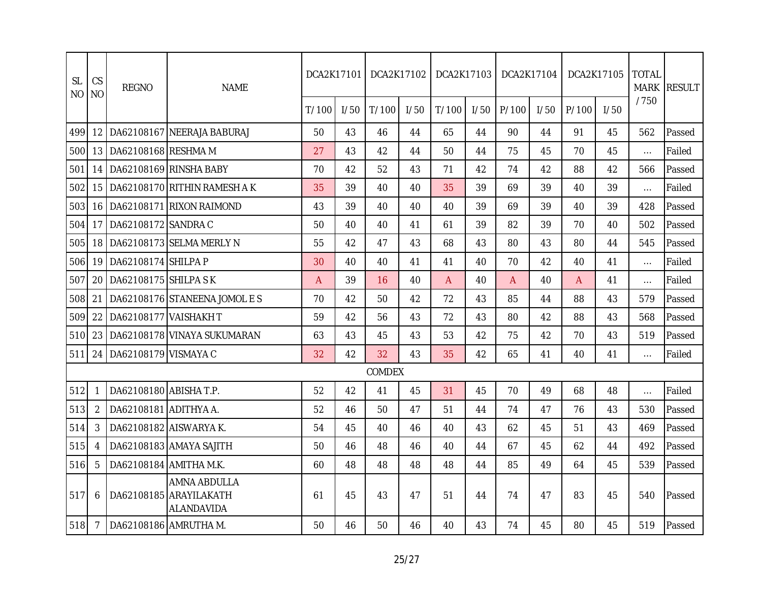| SL NO | CS NO | REGNO | NAME | DCA2K17101 | | DCA2K17102 | | DCA2K17103 | | DCA2K17104 | | DCA2K17105 | | TOTAL MARK / 750 | RESULT |
|---|---|---|---|---|---|---|---|---|---|---|---|---|---|---|---|
| | | | | T/ 100 | I/ 50 | T/ 100 | I/ 50 | T/ 100 | I/ 50 | P/ 100 | I/ 50 | P/ 100 | I/ 50 | | |
| 499 | 12 | DA62108167 | NEERAJA BABURAJ | 50 | 43 | 46 | 44 | 65 | 44 | 90 | 44 | 91 | 45 | 562 | Passed |
| 500 | 13 | DA62108168 | RESHMA M | 27 | 43 | 42 | 44 | 50 | 44 | 75 | 45 | 70 | 45 | ... | Failed |
| 501 | 14 | DA62108169 | RINSHA BABY | 70 | 42 | 52 | 43 | 71 | 42 | 74 | 42 | 88 | 42 | 566 | Passed |
| 502 | 15 | DA62108170 | RITHIN RAMESH A K | 35 | 39 | 40 | 40 | 35 | 39 | 69 | 39 | 40 | 39 | ... | Failed |
| 503 | 16 | DA62108171 | RIXON RAIMOND | 43 | 39 | 40 | 40 | 40 | 39 | 69 | 39 | 40 | 39 | 428 | Passed |
| 504 | 17 | DA62108172 | SANDRA C | 50 | 40 | 40 | 41 | 61 | 39 | 82 | 39 | 70 | 40 | 502 | Passed |
| 505 | 18 | DA62108173 | SELMA MERLY N | 55 | 42 | 47 | 43 | 68 | 43 | 80 | 43 | 80 | 44 | 545 | Passed |
| 506 | 19 | DA62108174 | SHILPA P | 30 | 40 | 40 | 41 | 41 | 40 | 70 | 42 | 40 | 41 | ... | Failed |
| 507 | 20 | DA62108175 | SHILPA S K | A | 39 | 16 | 40 | A | 40 | A | 40 | A | 41 | ... | Failed |
| 508 | 21 | DA62108176 | STANEENA JOMOL E S | 70 | 42 | 50 | 42 | 72 | 43 | 85 | 44 | 88 | 43 | 579 | Passed |
| 509 | 22 | DA62108177 | VAISHAKH T | 59 | 42 | 56 | 43 | 72 | 43 | 80 | 42 | 88 | 43 | 568 | Passed |
| 510 | 23 | DA62108178 | VINAYA SUKUMARAN | 63 | 43 | 45 | 43 | 53 | 42 | 75 | 42 | 70 | 43 | 519 | Passed |
| 511 | 24 | DA62108179 | VISMAYA C | 32 | 42 | 32 | 43 | 35 | 42 | 65 | 41 | 40 | 41 | ... | Failed |
| COMDEX | | | | | | | | | | | | | | | |
| 512 | 1 | DA62108180 | ABISHA T.P. | 52 | 42 | 41 | 45 | 31 | 45 | 70 | 49 | 68 | 48 | ... | Failed |
| 513 | 2 | DA62108181 | ADITHYA A. | 52 | 46 | 50 | 47 | 51 | 44 | 74 | 47 | 76 | 43 | 530 | Passed |
| 514 | 3 | DA62108182 | AISWARYA K. | 54 | 45 | 40 | 46 | 40 | 43 | 62 | 45 | 51 | 43 | 469 | Passed |
| 515 | 4 | DA62108183 | AMAYA SAJITH | 50 | 46 | 48 | 46 | 40 | 44 | 67 | 45 | 62 | 44 | 492 | Passed |
| 516 | 5 | DA62108184 | AMITHA M.K. | 60 | 48 | 48 | 48 | 48 | 44 | 85 | 49 | 64 | 45 | 539 | Passed |
| 517 | 6 | DA62108185 | AMNA ABDULLA ARAYILAKATH ALANDAVIDA | 61 | 45 | 43 | 47 | 51 | 44 | 74 | 47 | 83 | 45 | 540 | Passed |
| 518 | 7 | DA62108186 | AMRUTHA M. | 50 | 46 | 50 | 46 | 40 | 43 | 74 | 45 | 80 | 45 | 519 | Passed |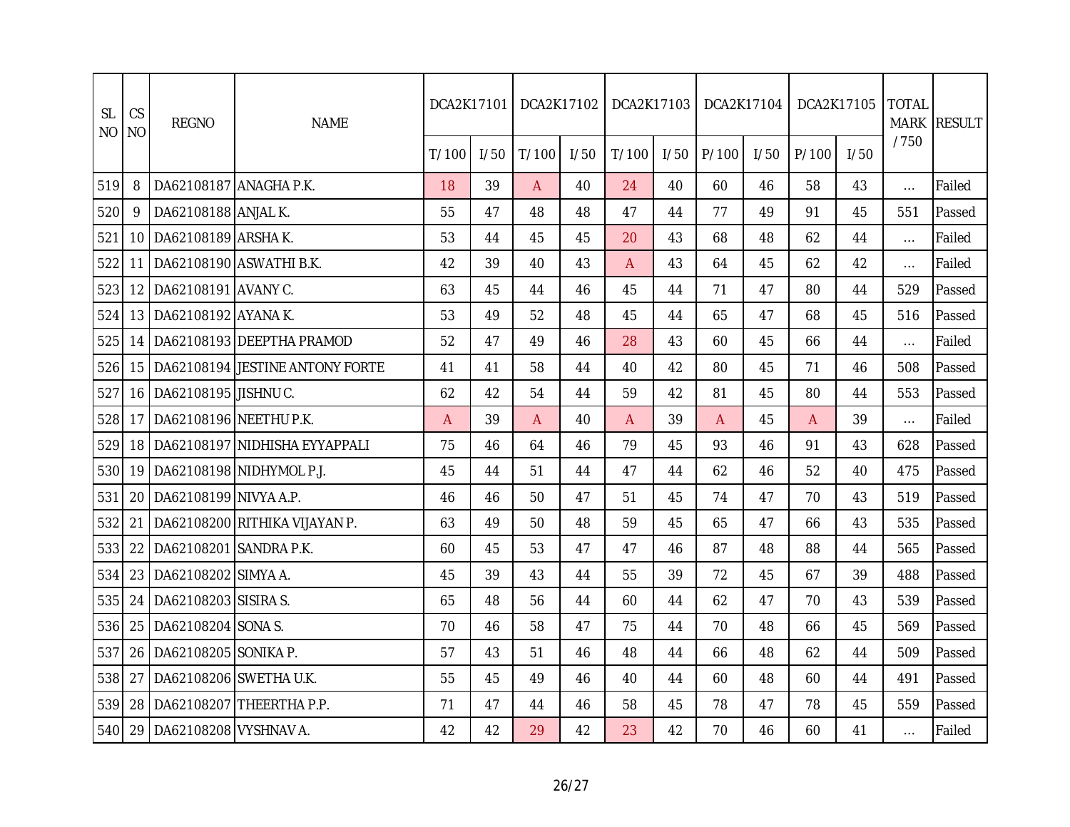| SL NO | CS NO | REGNO | NAME | DCA2K17101 | | DCA2K17102 | | DCA2K17103 | | DCA2K17104 | | DCA2K17105 | | TOTAL MARK / 750 | RESULT |
|---|---|---|---|---|---|---|---|---|---|---|---|---|---|---|---|
| | | | | T/ 100 | I/ 50 | T/ 100 | I/ 50 | T/ 100 | I/ 50 | P/ 100 | I/ 50 | P/ 100 | I/ 50 | | |
| 519 | 8 | DA62108187 | ANAGHA P.K. | 18 | 39 | A | 40 | 24 | 40 | 60 | 46 | 58 | 43 | ... | Failed |
| 520 | 9 | DA62108188 | ANJAL K. | 55 | 47 | 48 | 48 | 47 | 44 | 77 | 49 | 91 | 45 | 551 | Passed |
| 521 | 10 | DA62108189 | ARSHA K. | 53 | 44 | 45 | 45 | 20 | 43 | 68 | 48 | 62 | 44 | ... | Failed |
| 522 | 11 | DA62108190 | ASWATHI B.K. | 42 | 39 | 40 | 43 | A | 43 | 64 | 45 | 62 | 42 | ... | Failed |
| 523 | 12 | DA62108191 | AVANY C. | 63 | 45 | 44 | 46 | 45 | 44 | 71 | 47 | 80 | 44 | 529 | Passed |
| 524 | 13 | DA62108192 | AYANA K. | 53 | 49 | 52 | 48 | 45 | 44 | 65 | 47 | 68 | 45 | 516 | Passed |
| 525 | 14 | DA62108193 | DEEPTHA PRAMOD | 52 | 47 | 49 | 46 | 28 | 43 | 60 | 45 | 66 | 44 | ... | Failed |
| 526 | 15 | DA62108194 | JESTINE ANTONY FORTE | 41 | 41 | 58 | 44 | 40 | 42 | 80 | 45 | 71 | 46 | 508 | Passed |
| 527 | 16 | DA62108195 | JISHNU C. | 62 | 42 | 54 | 44 | 59 | 42 | 81 | 45 | 80 | 44 | 553 | Passed |
| 528 | 17 | DA62108196 | NEETHU P.K. | A | 39 | A | 40 | A | 39 | A | 45 | A | 39 | ... | Failed |
| 529 | 18 | DA62108197 | NIDHISHA EYYAPPALI | 75 | 46 | 64 | 46 | 79 | 45 | 93 | 46 | 91 | 43 | 628 | Passed |
| 530 | 19 | DA62108198 | NIDHYMOL P.J. | 45 | 44 | 51 | 44 | 47 | 44 | 62 | 46 | 52 | 40 | 475 | Passed |
| 531 | 20 | DA62108199 | NIVYA A.P. | 46 | 46 | 50 | 47 | 51 | 45 | 74 | 47 | 70 | 43 | 519 | Passed |
| 532 | 21 | DA62108200 | RITHIKA VIJAYAN P. | 63 | 49 | 50 | 48 | 59 | 45 | 65 | 47 | 66 | 43 | 535 | Passed |
| 533 | 22 | DA62108201 | SANDRA P.K. | 60 | 45 | 53 | 47 | 47 | 46 | 87 | 48 | 88 | 44 | 565 | Passed |
| 534 | 23 | DA62108202 | SIMYA A. | 45 | 39 | 43 | 44 | 55 | 39 | 72 | 45 | 67 | 39 | 488 | Passed |
| 535 | 24 | DA62108203 | SISIRA S. | 65 | 48 | 56 | 44 | 60 | 44 | 62 | 47 | 70 | 43 | 539 | Passed |
| 536 | 25 | DA62108204 | SONA S. | 70 | 46 | 58 | 47 | 75 | 44 | 70 | 48 | 66 | 45 | 569 | Passed |
| 537 | 26 | DA62108205 | SONIKA P. | 57 | 43 | 51 | 46 | 48 | 44 | 66 | 48 | 62 | 44 | 509 | Passed |
| 538 | 27 | DA62108206 | SWETHA U.K. | 55 | 45 | 49 | 46 | 40 | 44 | 60 | 48 | 60 | 44 | 491 | Passed |
| 539 | 28 | DA62108207 | THEERTHA P.P. | 71 | 47 | 44 | 46 | 58 | 45 | 78 | 47 | 78 | 45 | 559 | Passed |
| 540 | 29 | DA62108208 | VYSHNAV A. | 42 | 42 | 29 | 42 | 23 | 42 | 70 | 46 | 60 | 41 | ... | Failed |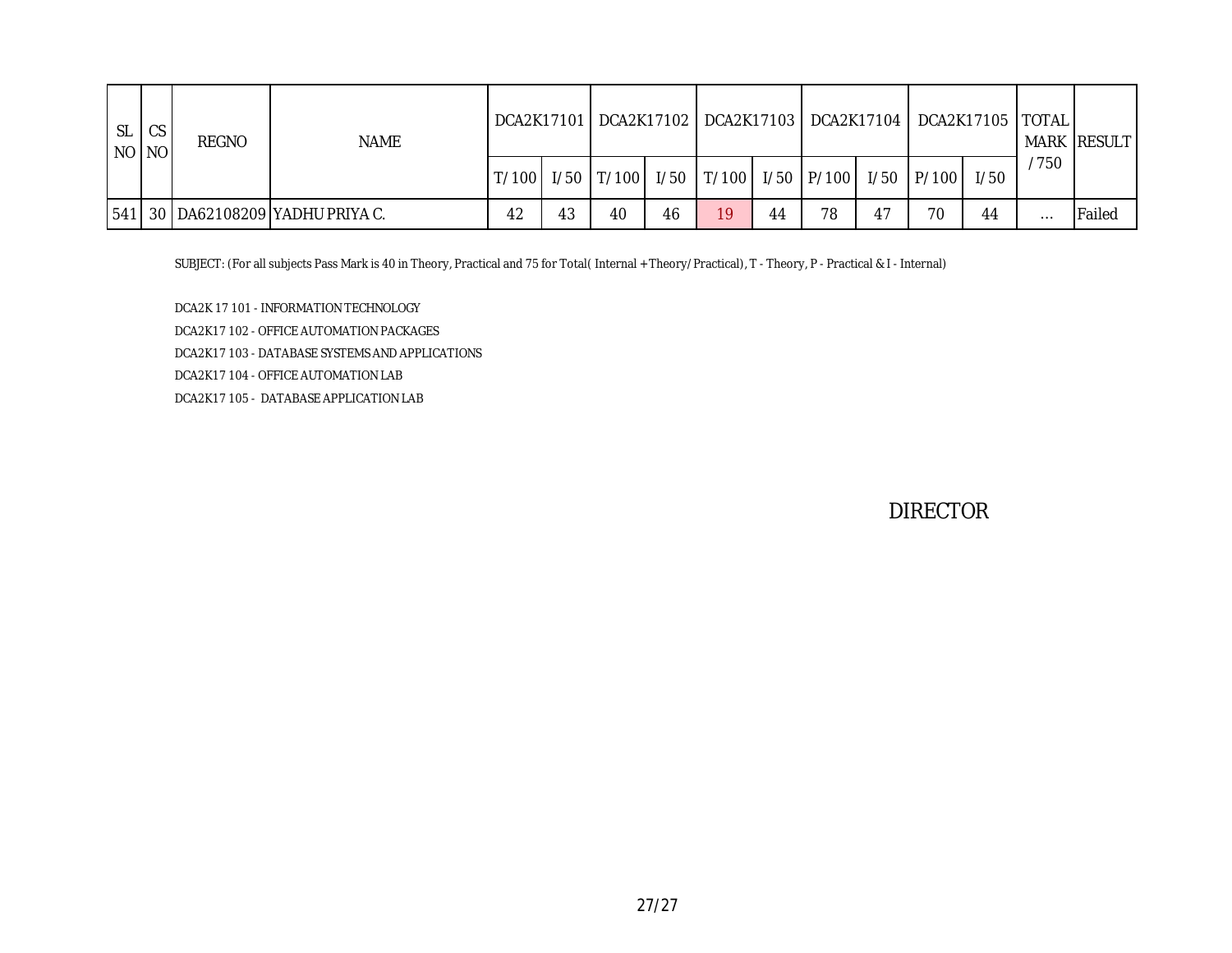| SL NO | CS NO | REGNO | NAME | DCA2K17101 | | DCA2K17102 | | DCA2K17103 | | DCA2K17104 | | DCA2K17105 | | TOTAL MARK /750 | RESULT |
|---|---|---|---|---|---|---|---|---|---|---|---|---|---|---|---|
| | | | | T/100 | I/50 | T/100 | I/50 | T/100 | I/50 | P/100 | I/50 | P/100 | I/50 | | |
| 541 | 30 | DA62108209 | YADHU PRIYA C. | 42 | 43 | 40 | 46 | 19 | 44 | 78 | 47 | 70 | 44 | ... | Failed |

SUBJECT: (For all subjects Pass Mark is 40 in Theory, Practical and 75 for Total( Internal + Theory/Practical), T - Theory, P - Practical & I - Internal)

DCA2K 17 101 - INFORMATION TECHNOLOGY

DCA2K17 102 - OFFICE AUTOMATION PACKAGES

DCA2K17 103 - DATABASE SYSTEMS AND APPLICATIONS

DCA2K17 104 - OFFICE AUTOMATION LAB

DCA2K17 105 - DATABASE APPLICATION LAB

DIRECTOR